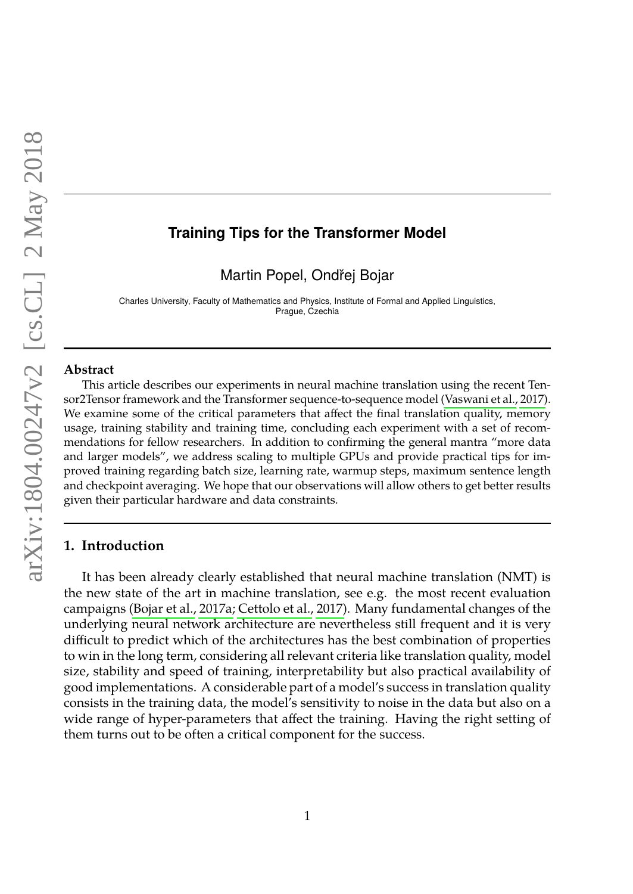# Training Tips for the Transformer Model

Martin Popel, Ondřej Bojar

Charles University, Faculty of Mathematics and Physics, Institute of Formal and Applied Linguistics, Prague, Czechia

### Abstract

This article describes our experiments in neural machine translation using the recent Tensor2Tensor framework and the Transformer sequence-to-sequence model (Vaswani et al., 2017). We examine some of the critical parameters that affect the final translation quality, memory usage, training stability and training time, concluding each experiment with a set of recommendations for fellow researchers. In addition to confirming the general mantra "more data and larger models", we address scaling to multiple GPUs and provide practical tips for improved training regarding batch size, learning rate, warmup steps, maximum sentence length and checkpoint averaging. We hope that our observations will allow others to get better results given their particular hardware and data constraints.

## 1. Introduction

It has been already clearly established that neural machine translation (NMT) is the new state of the art in machine translation, see e.g. the most recent evaluation campaigns (Bojar et al., 2017a; Cettolo et al., 2017). Many fundamental changes of the underlying neural network architecture are nevertheless still frequent and it is very difficult to predict which of the architectures has the best combination of properties to win in the long term, considering all relevant criteria like translation quality, model size, stability and speed of training, interpretability but also practical availability of good implementations. A considerable part of a model's success in translation quality consists in the training data, the model's sensitivity to noise in the data but also on a wide range of hyper-parameters that affect the training. Having the right setting of them turns out to be often a critical component for the success.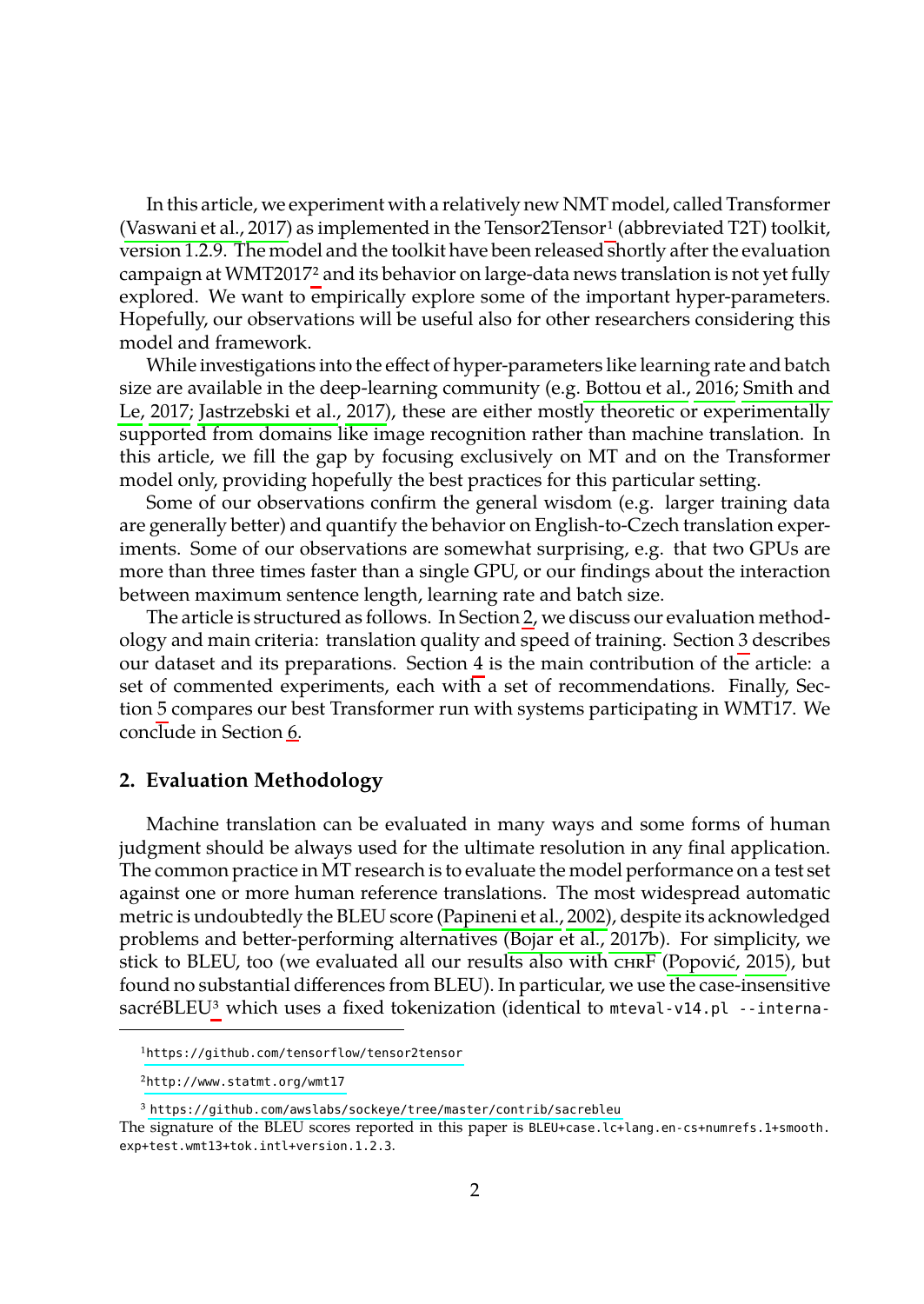In this article, we experiment with a relatively new NMT model, called Transformer (Vaswani et al., 2017) as implemented in the Tensor2Tensor[1] (abbreviated T2T) toolkit, version 1.2.9. The model and the toolkit have been released shortly after the evaluation campaign at WMT2017[2] and its behavior on large-data news translation is not yet fully explored. We want to empirically explore some of the important hyper-parameters. Hopefully, our observations will be useful also for other researchers considering this model and framework.

While investigations into the effect of hyper-parameters like learning rate and batch size are available in the deep-learning community (e.g. Bottou et al., 2016; Smith and Le, 2017; Jastrzebski et al., 2017), these are either mostly theoretic or experimentally supported from domains like image recognition rather than machine translation. In this article, we fill the gap by focusing exclusively on MT and on the Transformer model only, providing hopefully the best practices for this particular setting.

Some of our observations confirm the general wisdom (e.g. larger training data are generally better) and quantify the behavior on English-to-Czech translation experiments. Some of our observations are somewhat surprising, e.g. that two GPUs are more than three times faster than a single GPU, or our findings about the interaction between maximum sentence length, learning rate and batch size.

The article is structured as follows. In Section 2, we discuss our evaluation methodology and main criteria: translation quality and speed of training. Section 3 describes our dataset and its preparations. Section 4 is the main contribution of the article: a set of commented experiments, each with a set of recommendations. Finally, Section 5 compares our best Transformer run with systems participating in WMT17. We conclude in Section 6.

## 2. Evaluation Methodology

Machine translation can be evaluated in many ways and some forms of human judgment should be always used for the ultimate resolution in any final application. The common practice in MT research is to evaluate the model performance on a test set against one or more human reference translations. The most widespread automatic metric is undoubtedly the BLEU score (Papineni et al., 2002), despite its acknowledged problems and better-performing alternatives (Bojar et al., 2017b). For simplicity, we stick to BLEU, too (we evaluated all our results also with chrF (Popović, 2015), but found no substantial differences from BLEU). In particular, we use the case-insensitive sacréBLEU[3] which uses a fixed tokenization (identical to `mteval-v14.pl --interna-`

---

[1] https://github.com/tensorflow/tensor2tensor

[2] http://www.statmt.org/wmt17

[3] https://github.com/awslabs/sockeye/tree/master/contrib/sacrebleu
The signature of the BLEU scores reported in this paper is `BLEU+case.lc+lang.en-cs+numrefs.1+smooth.exp+test.wmt13+tok.intl+version.1.2.3`.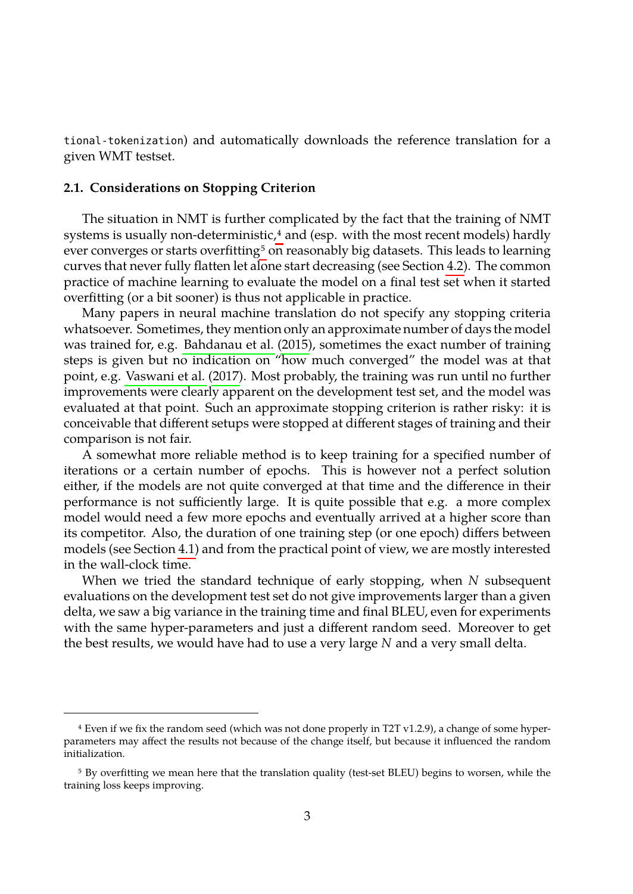tional-tokenization) and automatically downloads the reference translation for a given WMT testset.

### 2.1. Considerations on Stopping Criterion

The situation in NMT is further complicated by the fact that the training of NMT systems is usually non-deterministic,[4] and (esp. with the most recent models) hardly ever converges or starts overfitting[5] on reasonably big datasets. This leads to learning curves that never fully flatten let alone start decreasing (see Section 4.2). The common practice of machine learning to evaluate the model on a final test set when it started overfitting (or a bit sooner) is thus not applicable in practice.

Many papers in neural machine translation do not specify any stopping criteria whatsoever. Sometimes, they mention only an approximate number of days the model was trained for, e.g. Bahdanau et al. (2015), sometimes the exact number of training steps is given but no indication on "how much converged" the model was at that point, e.g. Vaswani et al. (2017). Most probably, the training was run until no further improvements were clearly apparent on the development test set, and the model was evaluated at that point. Such an approximate stopping criterion is rather risky: it is conceivable that different setups were stopped at different stages of training and their comparison is not fair.

A somewhat more reliable method is to keep training for a specified number of iterations or a certain number of epochs. This is however not a perfect solution either, if the models are not quite converged at that time and the difference in their performance is not sufficiently large. It is quite possible that e.g. a more complex model would need a few more epochs and eventually arrived at a higher score than its competitor. Also, the duration of one training step (or one epoch) differs between models (see Section 4.1) and from the practical point of view, we are mostly interested in the wall-clock time.

When we tried the standard technique of early stopping, when $N$ subsequent evaluations on the development test set do not give improvements larger than a given delta, we saw a big variance in the training time and final BLEU, even for experiments with the same hyper-parameters and just a different random seed. Moreover to get the best results, we would have had to use a very large $N$ and a very small delta.

---

[4] Even if we fix the random seed (which was not done properly in T2T v1.2.9), a change of some hyper-parameters may affect the results not because of the change itself, but because it influenced the random initialization.

[5] By overfitting we mean here that the translation quality (test-set BLEU) begins to worsen, while the training loss keeps improving.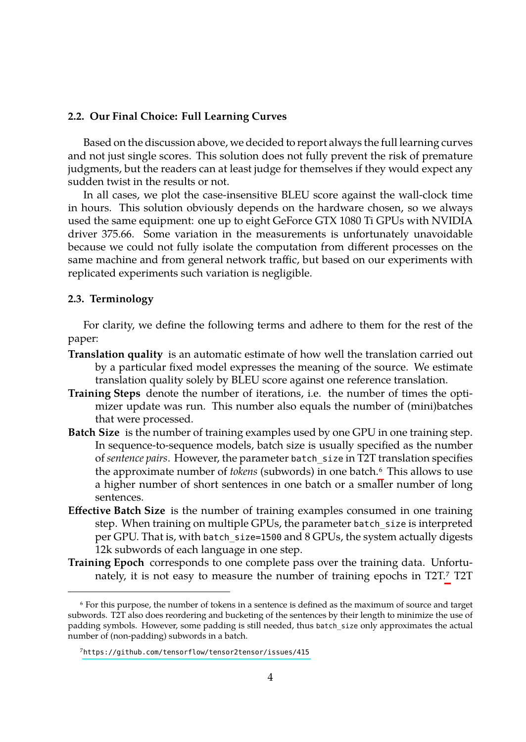### 2.2. Our Final Choice: Full Learning Curves

Based on the discussion above, we decided to report always the full learning curves and not just single scores. This solution does not fully prevent the risk of premature judgments, but the readers can at least judge for themselves if they would expect any sudden twist in the results or not.

In all cases, we plot the case-insensitive BLEU score against the wall-clock time in hours. This solution obviously depends on the hardware chosen, so we always used the same equipment: one up to eight GeForce GTX 1080 Ti GPUs with NVIDIA driver 375.66. Some variation in the measurements is unfortunately unavoidable because we could not fully isolate the computation from different processes on the same machine and from general network traffic, but based on our experiments with replicated experiments such variation is negligible.

### 2.3. Terminology

For clarity, we define the following terms and adhere to them for the rest of the paper:

**Translation quality** is an automatic estimate of how well the translation carried out by a particular fixed model expresses the meaning of the source. We estimate translation quality solely by BLEU score against one reference translation.

**Training Steps** denote the number of iterations, i.e. the number of times the optimizer update was run. This number also equals the number of (mini)batches that were processed.

**Batch Size** is the number of training examples used by one GPU in one training step. In sequence-to-sequence models, batch size is usually specified as the number of *sentence pairs*. However, the parameter `batch_size` in T2T translation specifies the approximate number of *tokens* (subwords) in one batch.[6] This allows to use a higher number of short sentences in one batch or a smaller number of long sentences.

**Effective Batch Size** is the number of training examples consumed in one training step. When training on multiple GPUs, the parameter `batch_size` is interpreted per GPU. That is, with `batch_size=1500` and 8 GPUs, the system actually digests 12k subwords of each language in one step.

**Training Epoch** corresponds to one complete pass over the training data. Unfortunately, it is not easy to measure the number of training epochs in T2T.[7] T2T

[6] For this purpose, the number of tokens in a sentence is defined as the maximum of source and target subwords. T2T also does reordering and bucketing of the sentences by their length to minimize the use of padding symbols. However, some padding is still needed, thus `batch_size` only approximates the actual number of (non-padding) subwords in a batch.

[7] https://github.com/tensorflow/tensor2tensor/issues/415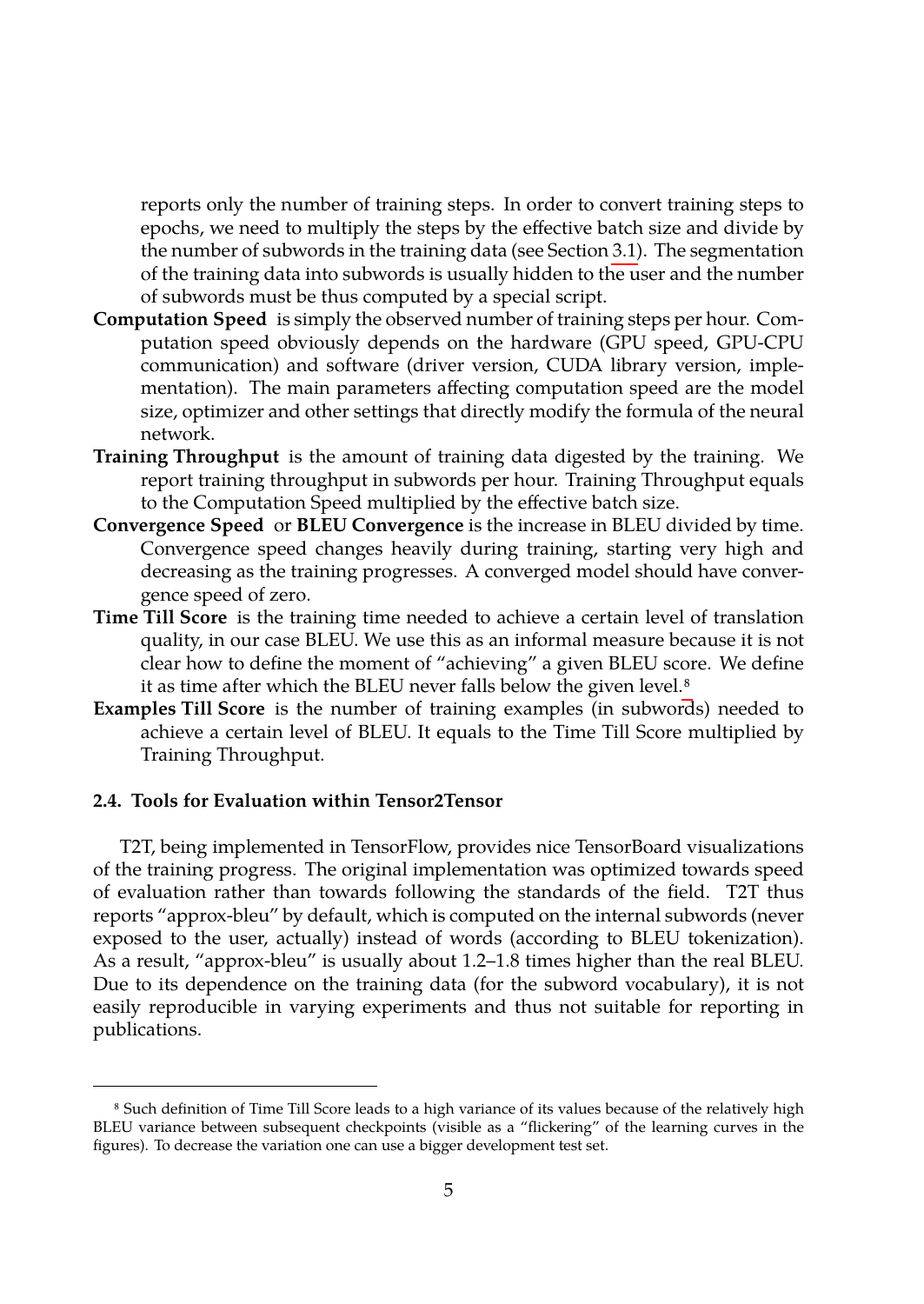reports only the number of training steps. In order to convert training steps to epochs, we need to multiply the steps by the effective batch size and divide by the number of subwords in the training data (see Section 3.1). The segmentation of the training data into subwords is usually hidden to the user and the number of subwords must be thus computed by a special script.

**Computation Speed** is simply the observed number of training steps per hour. Computation speed obviously depends on the hardware (GPU speed, GPU-CPU communication) and software (driver version, CUDA library version, implementation). The main parameters affecting computation speed are the model size, optimizer and other settings that directly modify the formula of the neural network.

**Training Throughput** is the amount of training data digested by the training. We report training throughput in subwords per hour. Training Throughput equals to the Computation Speed multiplied by the effective batch size.

**Convergence Speed** or **BLEU Convergence** is the increase in BLEU divided by time. Convergence speed changes heavily during training, starting very high and decreasing as the training progresses. A converged model should have convergence speed of zero.

**Time Till Score** is the training time needed to achieve a certain level of translation quality, in our case BLEU. We use this as an informal measure because it is not clear how to define the moment of "achieving" a given BLEU score. We define it as time after which the BLEU never falls below the given level.[8]

**Examples Till Score** is the number of training examples (in subwords) needed to achieve a certain level of BLEU. It equals to the Time Till Score multiplied by Training Throughput.

### 2.4. Tools for Evaluation within Tensor2Tensor

T2T, being implemented in TensorFlow, provides nice TensorBoard visualizations of the training progress. The original implementation was optimized towards speed of evaluation rather than towards following the standards of the field. T2T thus reports "approx-bleu" by default, which is computed on the internal subwords (never exposed to the user, actually) instead of words (according to BLEU tokenization). As a result, "approx-bleu" is usually about 1.2–1.8 times higher than the real BLEU. Due to its dependence on the training data (for the subword vocabulary), it is not easily reproducible in varying experiments and thus not suitable for reporting in publications.

[8] Such definition of Time Till Score leads to a high variance of its values because of the relatively high BLEU variance between subsequent checkpoints (visible as a "flickering" of the learning curves in the figures). To decrease the variation one can use a bigger development test set.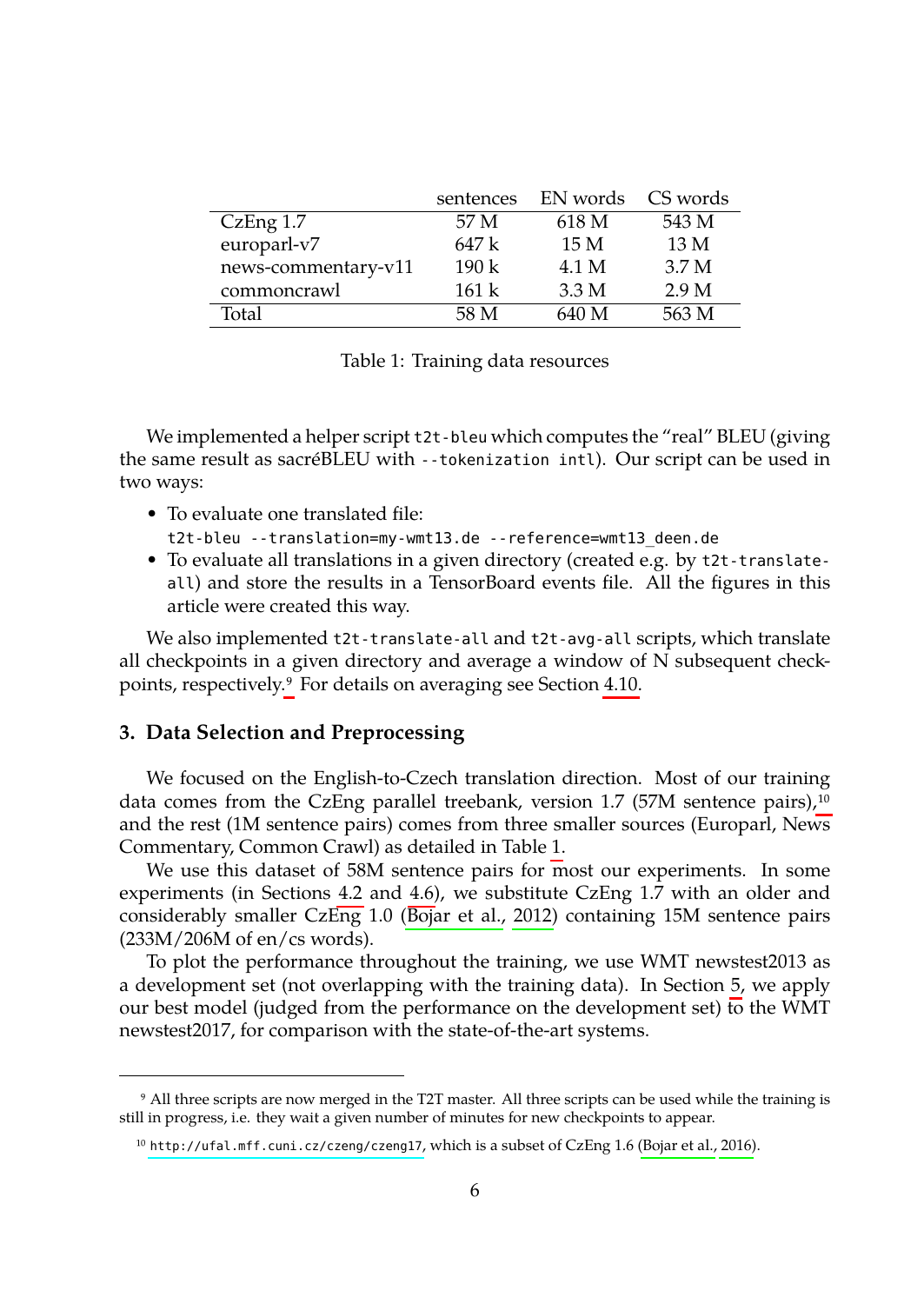| | sentences | EN words | CS words |
|---|---|---|---|
| CzEng 1.7 | 57 M | 618 M | 543 M |
| europarl-v7 | 647 k | 15 M | 13 M |
| news-commentary-v11 | 190 k | 4.1 M | 3.7 M |
| commoncrawl | 161 k | 3.3 M | 2.9 M |
| Total | 58 M | 640 M | 563 M |

Table 1: Training data resources

We implemented a helper script `t2t-bleu` which computes the "real" BLEU (giving the same result as sacréBLEU with `--tokenization intl`). Our script can be used in two ways:

- To evaluate one translated file:
  `t2t-bleu --translation=my-wmt13.de --reference=wmt13_deen.de`
- To evaluate all translations in a given directory (created e.g. by `t2t-translate-all`) and store the results in a TensorBoard events file. All the figures in this article were created this way.

We also implemented `t2t-translate-all` and `t2t-avg-all` scripts, which translate all checkpoints in a given directory and average a window of N subsequent checkpoints, respectively.[9] For details on averaging see Section 4.10.

## 3. Data Selection and Preprocessing

We focused on the English-to-Czech translation direction. Most of our training data comes from the CzEng parallel treebank, version 1.7 (57M sentence pairs),[10] and the rest (1M sentence pairs) comes from three smaller sources (Europarl, News Commentary, Common Crawl) as detailed in Table 1.

We use this dataset of 58M sentence pairs for most our experiments. In some experiments (in Sections 4.2 and 4.6), we substitute CzEng 1.7 with an older and considerably smaller CzEng 1.0 (Bojar et al., 2012) containing 15M sentence pairs (233M/206M of en/cs words).

To plot the performance throughout the training, we use WMT newstest2013 as a development set (not overlapping with the training data). In Section 5, we apply our best model (judged from the performance on the development set) to the WMT newstest2017, for comparison with the state-of-the-art systems.

---

[9] All three scripts are now merged in the T2T master. All three scripts can be used while the training is still in progress, i.e. they wait a given number of minutes for new checkpoints to appear.

[10] `http://ufal.mff.cuni.cz/czeng/czeng17`, which is a subset of CzEng 1.6 (Bojar et al., 2016).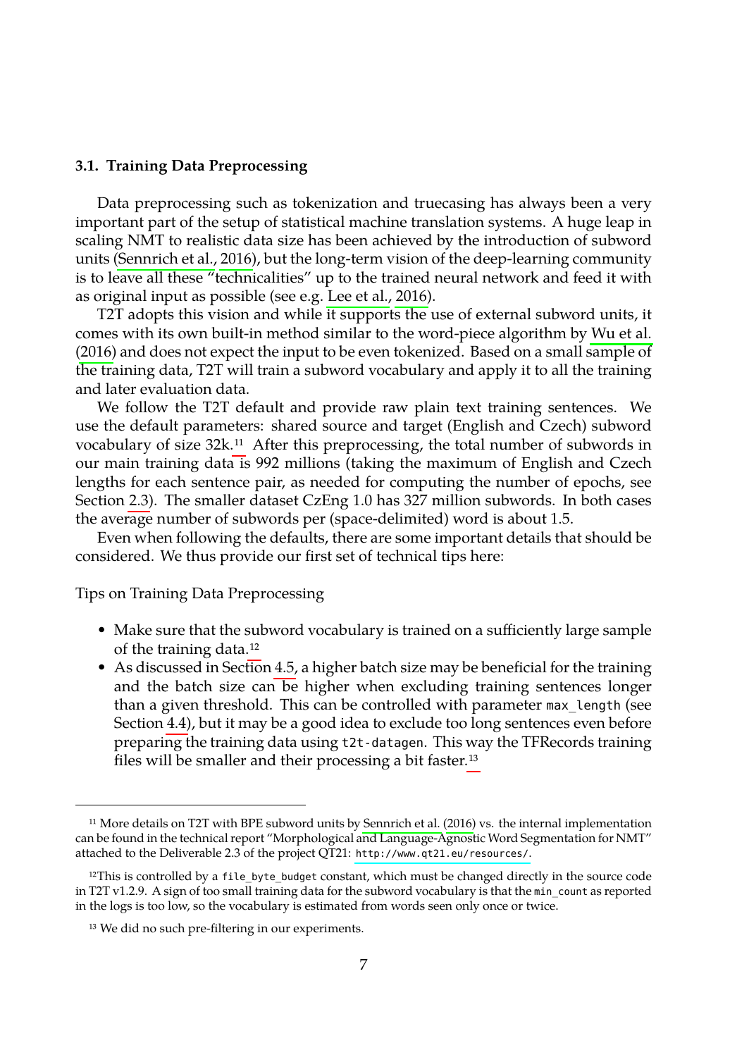### 3.1. Training Data Preprocessing

Data preprocessing such as tokenization and truecasing has always been a very important part of the setup of statistical machine translation systems. A huge leap in scaling NMT to realistic data size has been achieved by the introduction of subword units (Sennrich et al., 2016), but the long-term vision of the deep-learning community is to leave all these "technicalities" up to the trained neural network and feed it with as original input as possible (see e.g. Lee et al., 2016).

T2T adopts this vision and while it supports the use of external subword units, it comes with its own built-in method similar to the word-piece algorithm by Wu et al. (2016) and does not expect the input to be even tokenized. Based on a small sample of the training data, T2T will train a subword vocabulary and apply it to all the training and later evaluation data.

We follow the T2T default and provide raw plain text training sentences. We use the default parameters: shared source and target (English and Czech) subword vocabulary of size 32k.[11] After this preprocessing, the total number of subwords in our main training data is 992 millions (taking the maximum of English and Czech lengths for each sentence pair, as needed for computing the number of epochs, see Section 2.3). The smaller dataset CzEng 1.0 has 327 million subwords. In both cases the average number of subwords per (space-delimited) word is about 1.5.

Even when following the defaults, there are some important details that should be considered. We thus provide our first set of technical tips here:

Tips on Training Data Preprocessing

- Make sure that the subword vocabulary is trained on a sufficiently large sample of the training data.[12]
- As discussed in Section 4.5, a higher batch size may be beneficial for the training and the batch size can be higher when excluding training sentences longer than a given threshold. This can be controlled with parameter `max_length` (see Section 4.4), but it may be a good idea to exclude too long sentences even before preparing the training data using `t2t-datagen`. This way the TFRecords training files will be smaller and their processing a bit faster.[13]

---

[11] More details on T2T with BPE subword units by Sennrich et al. (2016) vs. the internal implementation can be found in the technical report "Morphological and Language-Agnostic Word Segmentation for NMT" attached to the Deliverable 2.3 of the project QT21: `http://www.qt21.eu/resources/`.

[12] This is controlled by a `file_byte_budget` constant, which must be changed directly in the source code in T2T v1.2.9. A sign of too small training data for the subword vocabulary is that the `min_count` as reported in the logs is too low, so the vocabulary is estimated from words seen only once or twice.

[13] We did no such pre-filtering in our experiments.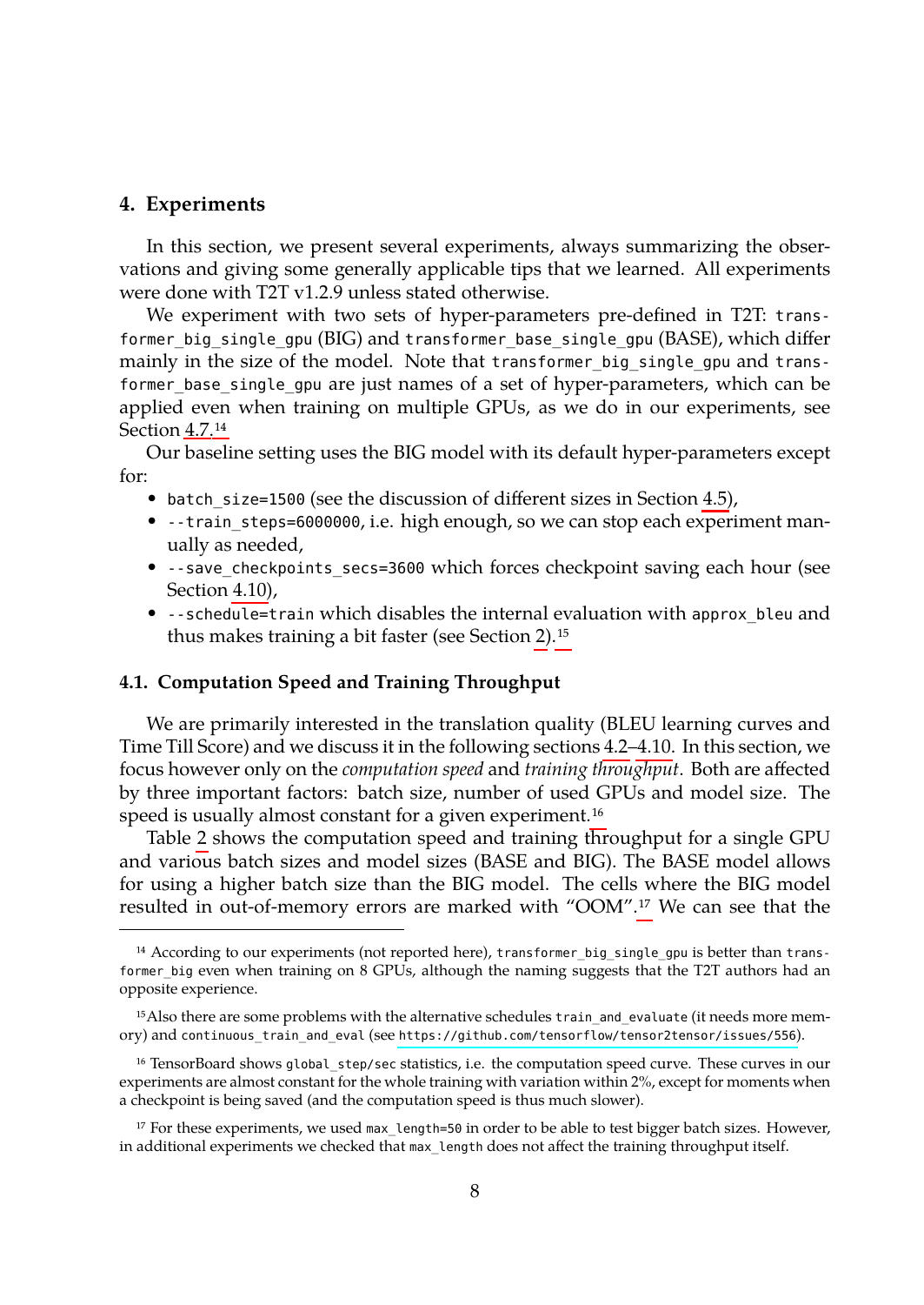## 4. Experiments

In this section, we present several experiments, always summarizing the observations and giving some generally applicable tips that we learned. All experiments were done with T2T v1.2.9 unless stated otherwise.

We experiment with two sets of hyper-parameters pre-defined in T2T: `transformer_big_single_gpu` (BIG) and `transformer_base_single_gpu` (BASE), which differ mainly in the size of the model. Note that `transformer_big_single_gpu` and `transformer_base_single_gpu` are just names of a set of hyper-parameters, which can be applied even when training on multiple GPUs, as we do in our experiments, see Section 4.7.[14]

Our baseline setting uses the BIG model with its default hyper-parameters except for:

- `batch_size=1500` (see the discussion of different sizes in Section 4.5),
- `--train_steps=6000000`, i.e. high enough, so we can stop each experiment manually as needed,
- `--save_checkpoints_secs=3600` which forces checkpoint saving each hour (see Section 4.10),
- `--schedule=train` which disables the internal evaluation with `approx_bleu` and thus makes training a bit faster (see Section 2).[15]

### 4.1. Computation Speed and Training Throughput

We are primarily interested in the translation quality (BLEU learning curves and Time Till Score) and we discuss it in the following sections 4.2–4.10. In this section, we focus however only on the *computation speed* and *training throughput*. Both are affected by three important factors: batch size, number of used GPUs and model size. The speed is usually almost constant for a given experiment.[16]

Table 2 shows the computation speed and training throughput for a single GPU and various batch sizes and model sizes (BASE and BIG). The BASE model allows for using a higher batch size than the BIG model. The cells where the BIG model resulted in out-of-memory errors are marked with "OOM".[17] We can see that the

---

[14] According to our experiments (not reported here), `transformer_big_single_gpu` is better than `transformer_big` even when training on 8 GPUs, although the naming suggests that the T2T authors had an opposite experience.

[15] Also there are some problems with the alternative schedules `train_and_evaluate` (it needs more memory) and `continuous_train_and_eval` (see https://github.com/tensorflow/tensor2tensor/issues/556).

[16] TensorBoard shows `global_step/sec` statistics, i.e. the computation speed curve. These curves in our experiments are almost constant for the whole training with variation within 2%, except for moments when a checkpoint is being saved (and the computation speed is thus much slower).

[17] For these experiments, we used `max_length=50` in order to be able to test bigger batch sizes. However, in additional experiments we checked that `max_length` does not affect the training throughput itself.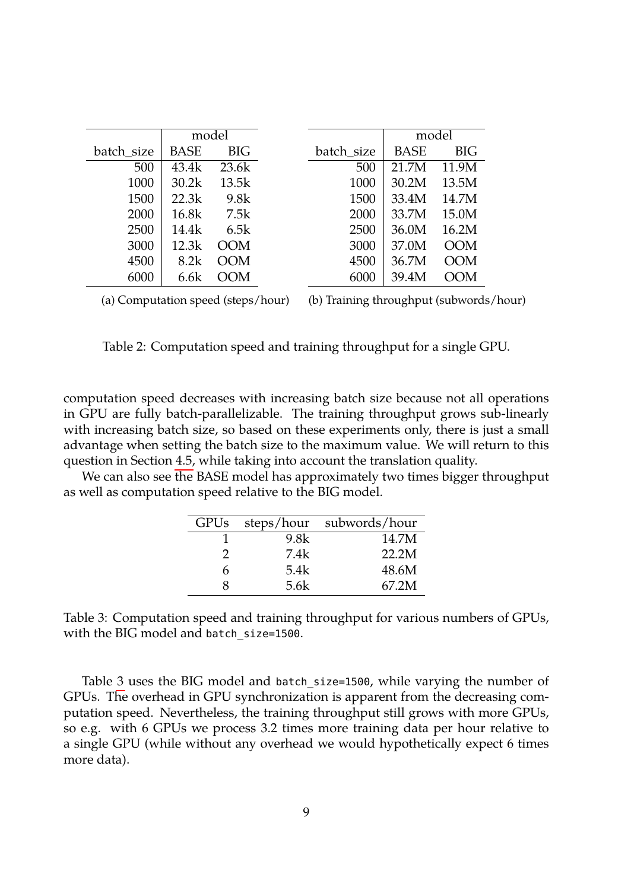| | model | |
|---|---|---|
| batch_size | BASE | BIG |
| 500 | 43.4k | 23.6k |
| 1000 | 30.2k | 13.5k |
| 1500 | 22.3k | 9.8k |
| 2000 | 16.8k | 7.5k |
| 2500 | 14.4k | 6.5k |
| 3000 | 12.3k | OOM |
| 4500 | 8.2k | OOM |
| 6000 | 6.6k | OOM |

(a) Computation speed (steps/hour)

| | model | |
|---|---|---|
| batch_size | BASE | BIG |
| 500 | 21.7M | 11.9M |
| 1000 | 30.2M | 13.5M |
| 1500 | 33.4M | 14.7M |
| 2000 | 33.7M | 15.0M |
| 2500 | 36.0M | 16.2M |
| 3000 | 37.0M | OOM |
| 4500 | 36.7M | OOM |
| 6000 | 39.4M | OOM |

(b) Training throughput (subwords/hour)

Table 2: Computation speed and training throughput for a single GPU.

computation speed decreases with increasing batch size because not all operations in GPU are fully batch-parallelizable. The training throughput grows sub-linearly with increasing batch size, so based on these experiments only, there is just a small advantage when setting the batch size to the maximum value. We will return to this question in Section 4.5, while taking into account the translation quality.

We can also see the BASE model has approximately two times bigger throughput as well as computation speed relative to the BIG model.

| GPUs | steps/hour | subwords/hour |
|---|---|---|
| 1 | 9.8k | 14.7M |
| 2 | 7.4k | 22.2M |
| 6 | 5.4k | 48.6M |
| 8 | 5.6k | 67.2M |

Table 3: Computation speed and training throughput for various numbers of GPUs, with the BIG model and `batch_size=1500`.

Table 3 uses the BIG model and `batch_size=1500`, while varying the number of GPUs. The overhead in GPU synchronization is apparent from the decreasing computation speed. Nevertheless, the training throughput still grows with more GPUs, so e.g. with 6 GPUs we process 3.2 times more training data per hour relative to a single GPU (while without any overhead we would hypothetically expect 6 times more data).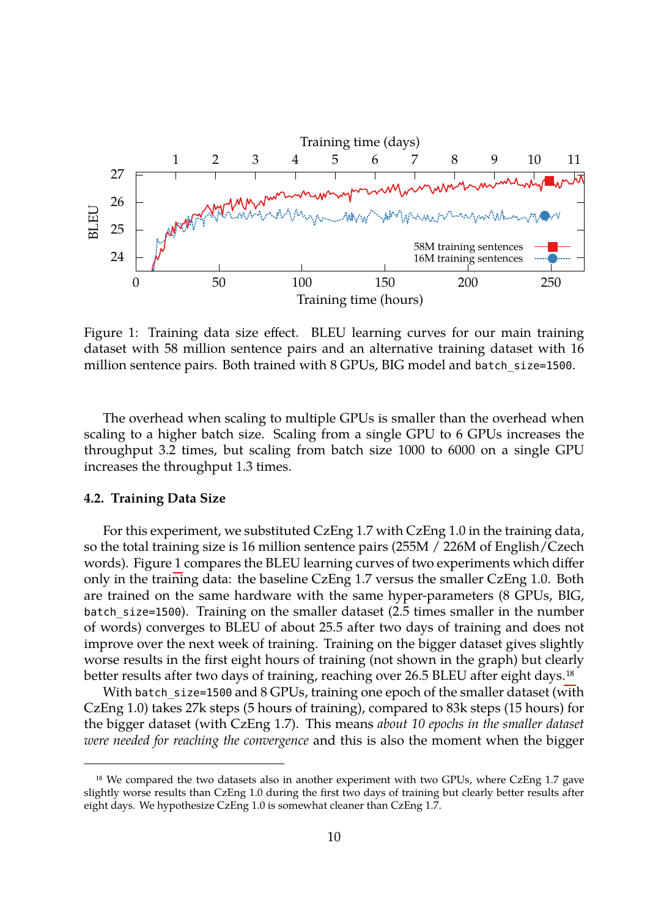Figure 1: Training data size effect. BLEU learning curves for our main training dataset with 58 million sentence pairs and an alternative training dataset with 16 million sentence pairs. Both trained with 8 GPUs, BIG model and `batch_size=1500`.

The overhead when scaling to multiple GPUs is smaller than the overhead when scaling to a higher batch size. Scaling from a single GPU to 6 GPUs increases the throughput 3.2 times, but scaling from batch size 1000 to 6000 on a single GPU increases the throughput 1.3 times.

### 4.2. Training Data Size

For this experiment, we substituted CzEng 1.7 with CzEng 1.0 in the training data, so the total training size is 16 million sentence pairs (255M / 226M of English/Czech words). Figure 1 compares the BLEU learning curves of two experiments which differ only in the training data: the baseline CzEng 1.7 versus the smaller CzEng 1.0. Both are trained on the same hardware with the same hyper-parameters (8 GPUs, BIG, `batch_size=1500`). Training on the smaller dataset (2.5 times smaller in the number of words) converges to BLEU of about 25.5 after two days of training and does not improve over the next week of training. Training on the bigger dataset gives slightly worse results in the first eight hours of training (not shown in the graph) but clearly better results after two days of training, reaching over 26.5 BLEU after eight days.[18]

With `batch_size=1500` and 8 GPUs, training one epoch of the smaller dataset (with CzEng 1.0) takes 27k steps (5 hours of training), compared to 83k steps (15 hours) for the bigger dataset (with CzEng 1.7). This means *about 10 epochs in the smaller dataset were needed for reaching the convergence* and this is also the moment when the bigger

[18] We compared the two datasets also in another experiment with two GPUs, where CzEng 1.7 gave slightly worse results than CzEng 1.0 during the first two days of training but clearly better results after eight days. We hypothesize CzEng 1.0 is somewhat cleaner than CzEng 1.7.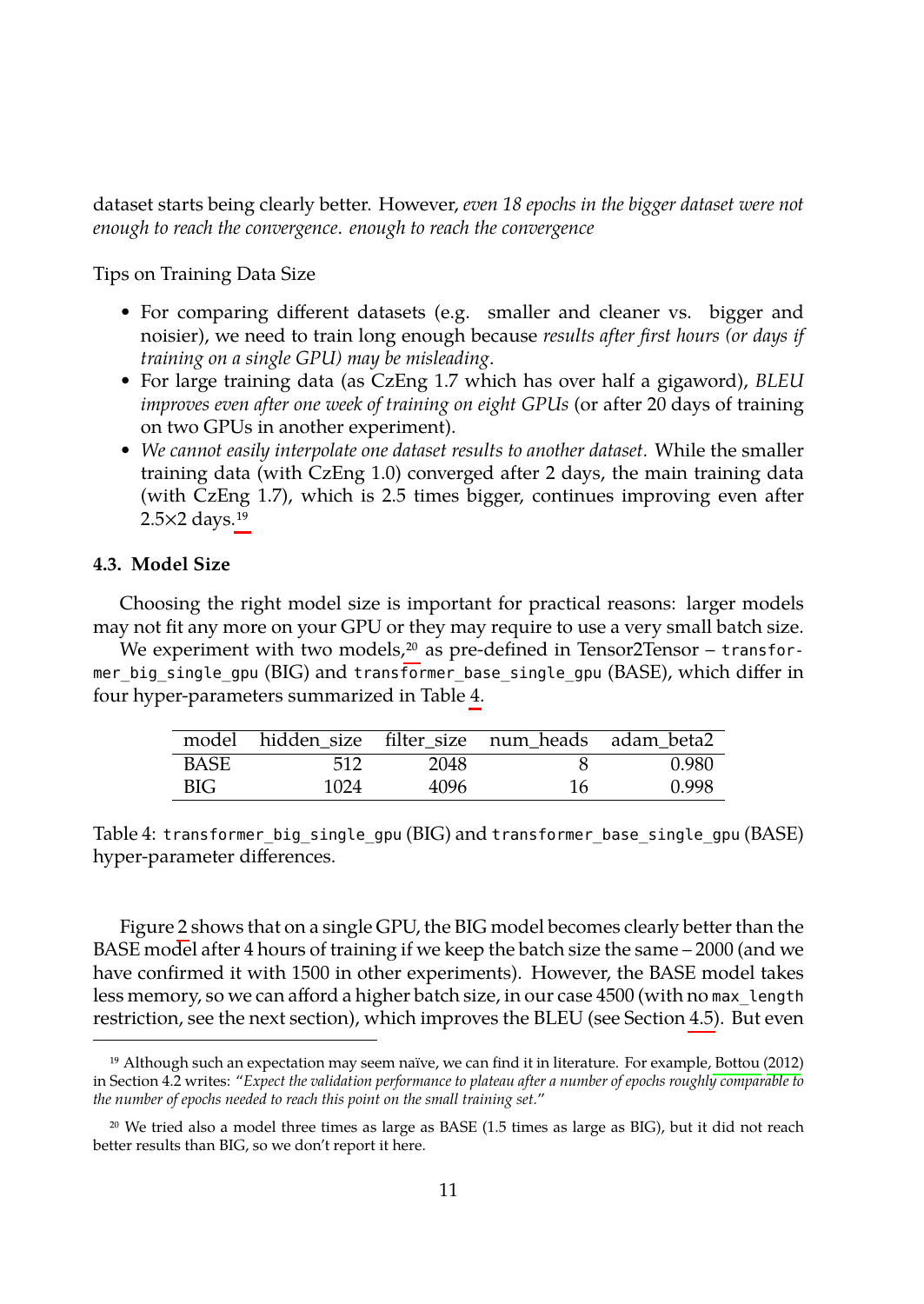dataset starts being clearly better. However, *even 18 epochs in the bigger dataset were not enough to reach the convergence*. *enough to reach the convergence*

Tips on Training Data Size

- For comparing different datasets (e.g. smaller and cleaner vs. bigger and noisier), we need to train long enough because *results after first hours (or days if training on a single GPU) may be misleading*.
- For large training data (as CzEng 1.7 which has over half a gigaword), *BLEU improves even after one week of training on eight GPUs* (or after 20 days of training on two GPUs in another experiment).
- *We cannot easily interpolate one dataset results to another dataset.* While the smaller training data (with CzEng 1.0) converged after 2 days, the main training data (with CzEng 1.7), which is 2.5 times bigger, continues improving even after 2.5×2 days.[19]

### 4.3. Model Size

Choosing the right model size is important for practical reasons: larger models may not fit any more on your GPU or they may require to use a very small batch size.

We experiment with two models,[20] as pre-defined in Tensor2Tensor – `transformer_big_single_gpu` (BIG) and `transformer_base_single_gpu` (BASE), which differ in four hyper-parameters summarized in Table 4.

| model | hidden_size | filter_size | num_heads | adam_beta2 |
|---|---|---|---|---|
| BASE | 512 | 2048 | 8 | 0.980 |
| BIG | 1024 | 4096 | 16 | 0.998 |

Table 4: `transformer_big_single_gpu` (BIG) and `transformer_base_single_gpu` (BASE) hyper-parameter differences.

Figure 2 shows that on a single GPU, the BIG model becomes clearly better than the BASE model after 4 hours of training if we keep the batch size the same – 2000 (and we have confirmed it with 1500 in other experiments). However, the BASE model takes less memory, so we can afford a higher batch size, in our case 4500 (with no `max_length` restriction, see the next section), which improves the BLEU (see Section 4.5). But even

[19] Although such an expectation may seem naïve, we can find it in literature. For example, Bottou (2012) in Section 4.2 writes: "*Expect the validation performance to plateau after a number of epochs roughly comparable to the number of epochs needed to reach this point on the small training set.*"

[20] We tried also a model three times as large as BASE (1.5 times as large as BIG), but it did not reach better results than BIG, so we don't report it here.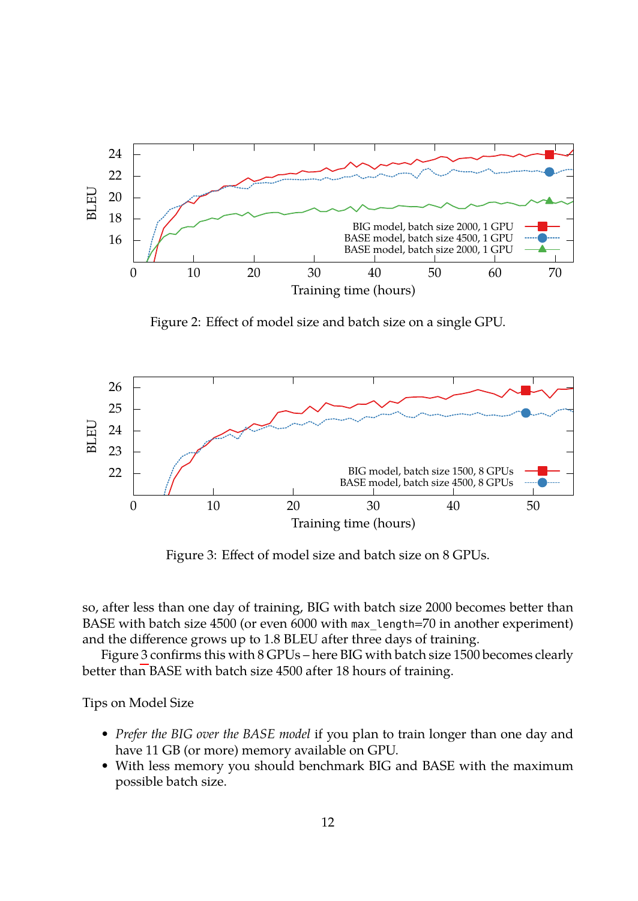Figure 2: Effect of model size and batch size on a single GPU.

Figure 3: Effect of model size and batch size on 8 GPUs.

so, after less than one day of training, BIG with batch size 2000 becomes better than BASE with batch size 4500 (or even 6000 with `max_length`=70 in another experiment) and the difference grows up to 1.8 BLEU after three days of training.

Figure 3 confirms this with 8 GPUs – here BIG with batch size 1500 becomes clearly better than BASE with batch size 4500 after 18 hours of training.

Tips on Model Size

- *Prefer the BIG over the BASE model* if you plan to train longer than one day and have 11 GB (or more) memory available on GPU.
- With less memory you should benchmark BIG and BASE with the maximum possible batch size.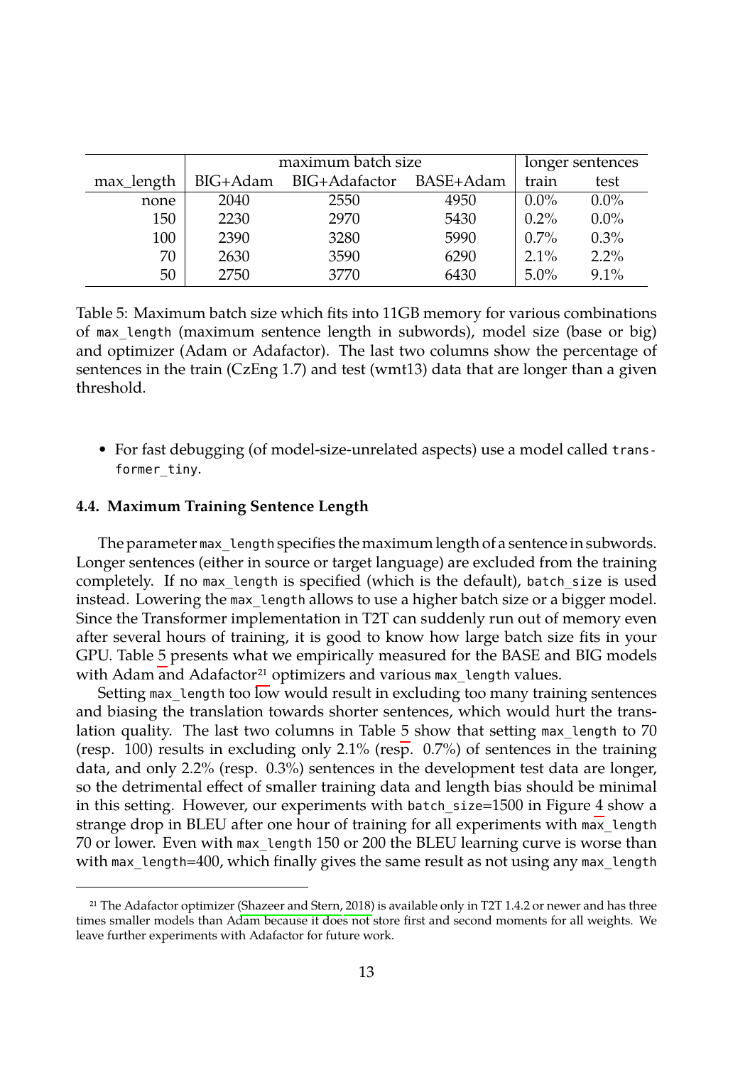| | maximum batch size | | | longer sentences | |
|---|---|---|---|---|---|
| max_length | BIG+Adam | BIG+Adafactor | BASE+Adam | train | test |
| none | 2040 | 2550 | 4950 | 0.0% | 0.0% |
| 150 | 2230 | 2970 | 5430 | 0.2% | 0.0% |
| 100 | 2390 | 3280 | 5990 | 0.7% | 0.3% |
| 70 | 2630 | 3590 | 6290 | 2.1% | 2.2% |
| 50 | 2750 | 3770 | 6430 | 5.0% | 9.1% |

Table 5: Maximum batch size which fits into 11GB memory for various combinations of `max_length` (maximum sentence length in subwords), model size (base or big) and optimizer (Adam or Adafactor). The last two columns show the percentage of sentences in the train (CzEng 1.7) and test (wmt13) data that are longer than a given threshold.

- For fast debugging (of model-size-unrelated aspects) use a model called `transformer_tiny`.

### 4.4. Maximum Training Sentence Length

The parameter `max_length` specifies the maximum length of a sentence in subwords. Longer sentences (either in source or target language) are excluded from the training completely. If no `max_length` is specified (which is the default), `batch_size` is used instead. Lowering the `max_length` allows to use a higher batch size or a bigger model. Since the Transformer implementation in T2T can suddenly run out of memory even after several hours of training, it is good to know how large batch size fits in your GPU. Table 5 presents what we empirically measured for the BASE and BIG models with Adam and Adafactor[21] optimizers and various `max_length` values.

Setting `max_length` too low would result in excluding too many training sentences and biasing the translation towards shorter sentences, which would hurt the translation quality. The last two columns in Table 5 show that setting `max_length` to 70 (resp. 100) results in excluding only 2.1% (resp. 0.7%) of sentences in the training data, and only 2.2% (resp. 0.3%) sentences in the development test data are longer, so the detrimental effect of smaller training data and length bias should be minimal in this setting. However, our experiments with `batch_size`=1500 in Figure 4 show a strange drop in BLEU after one hour of training for all experiments with `max_length` 70 or lower. Even with `max_length` 150 or 200 the BLEU learning curve is worse than with `max_length`=400, which finally gives the same result as not using any `max_length`

[21] The Adafactor optimizer (Shazeer and Stern, 2018) is available only in T2T 1.4.2 or newer and has three times smaller models than Adam because it does not store first and second moments for all weights. We leave further experiments with Adafactor for future work.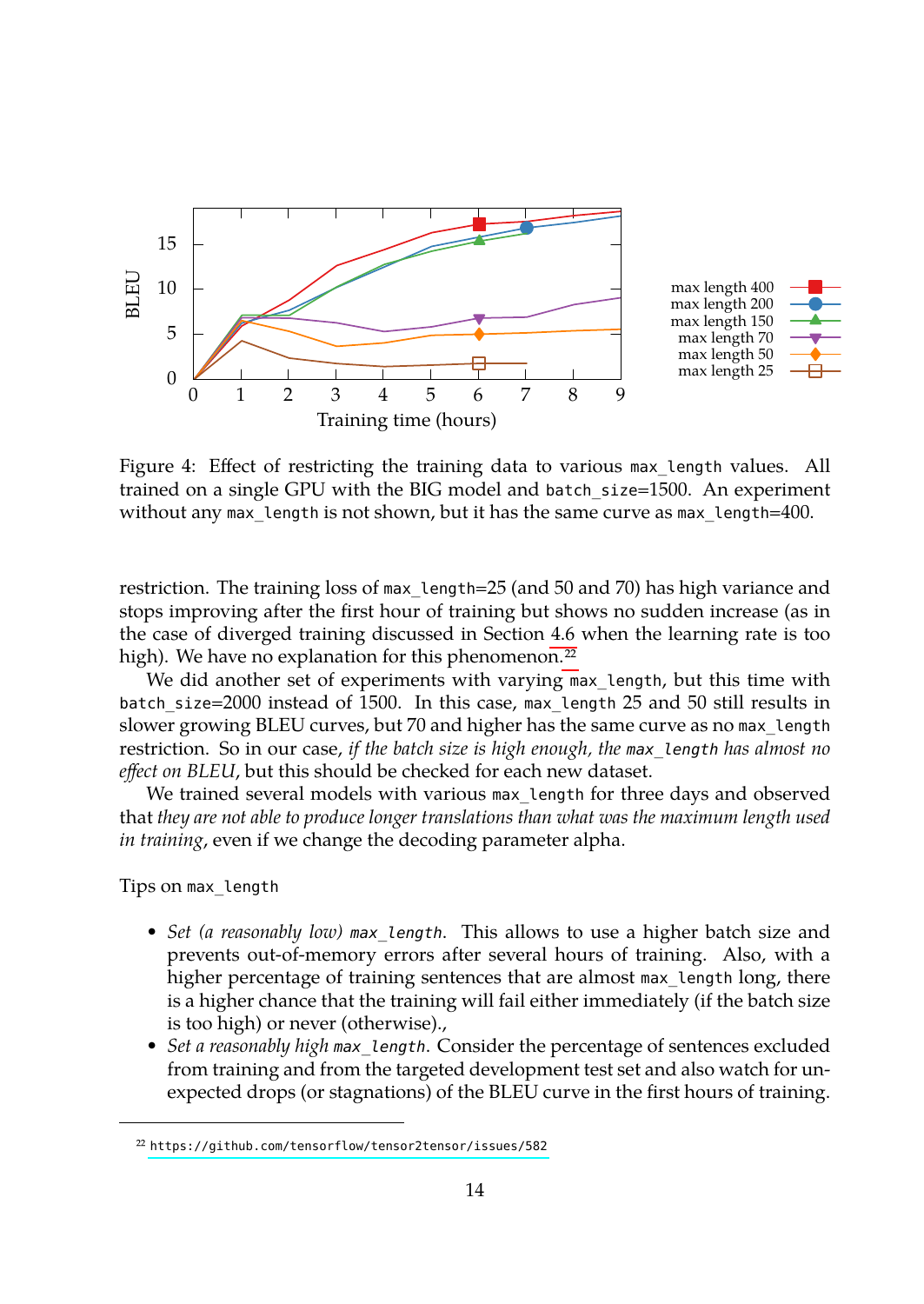Figure 4: Effect of restricting the training data to various `max_length` values. All trained on a single GPU with the BIG model and `batch_size`=1500. An experiment without any `max_length` is not shown, but it has the same curve as `max_length`=400.

restriction. The training loss of `max_length`=25 (and 50 and 70) has high variance and stops improving after the first hour of training but shows no sudden increase (as in the case of diverged training discussed in Section 4.6 when the learning rate is too high). We have no explanation for this phenomenon.[22]

We did another set of experiments with varying `max_length`, but this time with `batch_size`=2000 instead of 1500. In this case, `max_length` 25 and 50 still results in slower growing BLEU curves, but 70 and higher has the same curve as no `max_length` restriction. So in our case, *if the batch size is high enough, the `max_length` has almost no effect on BLEU*, but this should be checked for each new dataset.

We trained several models with various `max_length` for three days and observed that *they are not able to produce longer translations than what was the maximum length used in training*, even if we change the decoding parameter alpha.

Tips on `max_length`

- *Set (a reasonably low) `max_length`*. This allows to use a higher batch size and prevents out-of-memory errors after several hours of training. Also, with a higher percentage of training sentences that are almost `max_length` long, there is a higher chance that the training will fail either immediately (if the batch size is too high) or never (otherwise).,
- *Set a reasonably high `max_length`*. Consider the percentage of sentences excluded from training and from the targeted development test set and also watch for unexpected drops (or stagnations) of the BLEU curve in the first hours of training.

[22] https://github.com/tensorflow/tensor2tensor/issues/582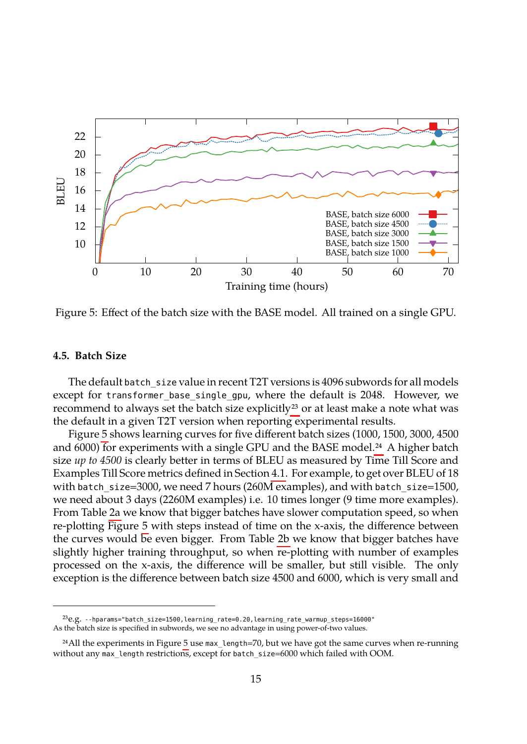Figure 5: Effect of the batch size with the BASE model. All trained on a single GPU.

### 4.5. Batch Size

The default `batch_size` value in recent T2T versions is 4096 subwords for all models except for `transformer_base_single_gpu`, where the default is 2048. However, we recommend to always set the batch size explicitly[23] or at least make a note what was the default in a given T2T version when reporting experimental results.

Figure 5 shows learning curves for five different batch sizes (1000, 1500, 3000, 4500 and 6000) for experiments with a single GPU and the BASE model.[24] A higher batch size *up to 4500* is clearly better in terms of BLEU as measured by Time Till Score and Examples Till Score metrics defined in Section 4.1. For example, to get over BLEU of 18 with `batch_size`=3000, we need 7 hours (260M examples), and with `batch_size`=1500, we need about 3 days (2260M examples) i.e. 10 times longer (9 time more examples). From Table 2a we know that bigger batches have slower computation speed, so when re-plotting Figure 5 with steps instead of time on the x-axis, the difference between the curves would be even bigger. From Table 2b we know that bigger batches have slightly higher training throughput, so when re-plotting with number of examples processed on the x-axis, the difference will be smaller, but still visible. The only exception is the difference between batch size 4500 and 6000, which is very small and

[23] e.g. `--hparams="batch_size=1500,learning_rate=0.20,learning_rate_warmup_steps=16000"`
As the batch size is specified in subwords, we see no advantage in using power-of-two values.

[24] All the experiments in Figure 5 use `max_length`=70, but we have got the same curves when re-running without any `max_length` restrictions, except for `batch_size`=6000 which failed with OOM.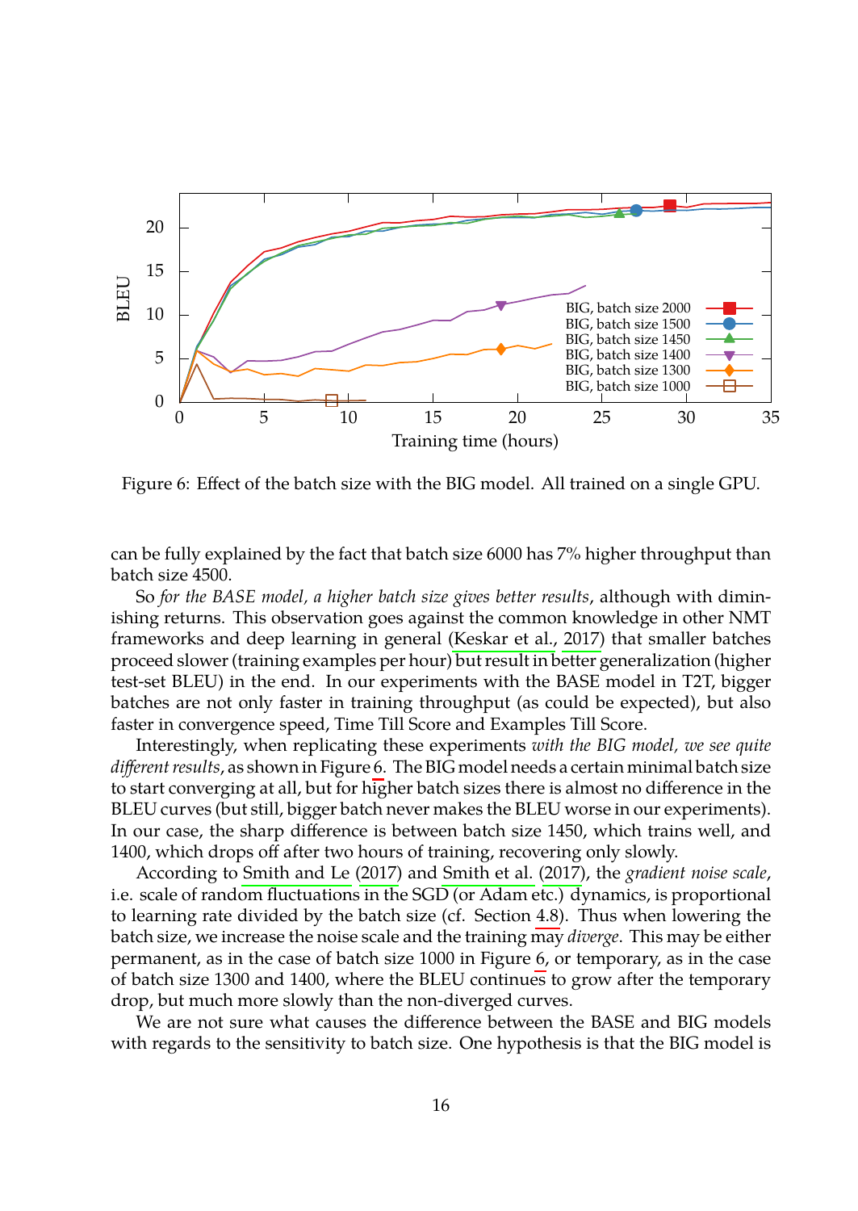Figure 6: Effect of the batch size with the BIG model. All trained on a single GPU.

can be fully explained by the fact that batch size 6000 has 7% higher throughput than batch size 4500.

So *for the BASE model, a higher batch size gives better results*, although with diminishing returns. This observation goes against the common knowledge in other NMT frameworks and deep learning in general (Keskar et al., 2017) that smaller batches proceed slower (training examples per hour) but result in better generalization (higher test-set BLEU) in the end. In our experiments with the BASE model in T2T, bigger batches are not only faster in training throughput (as could be expected), but also faster in convergence speed, Time Till Score and Examples Till Score.

Interestingly, when replicating these experiments *with the BIG model, we see quite different results*, as shown in Figure 6. The BIG model needs a certain minimal batch size to start converging at all, but for higher batch sizes there is almost no difference in the BLEU curves (but still, bigger batch never makes the BLEU worse in our experiments). In our case, the sharp difference is between batch size 1450, which trains well, and 1400, which drops off after two hours of training, recovering only slowly.

According to Smith and Le (2017) and Smith et al. (2017), the *gradient noise scale*, i.e. scale of random fluctuations in the SGD (or Adam etc.) dynamics, is proportional to learning rate divided by the batch size (cf. Section 4.8). Thus when lowering the batch size, we increase the noise scale and the training may *diverge*. This may be either permanent, as in the case of batch size 1000 in Figure 6, or temporary, as in the case of batch size 1300 and 1400, where the BLEU continues to grow after the temporary drop, but much more slowly than the non-diverged curves.

We are not sure what causes the difference between the BASE and BIG models with regards to the sensitivity to batch size. One hypothesis is that the BIG model is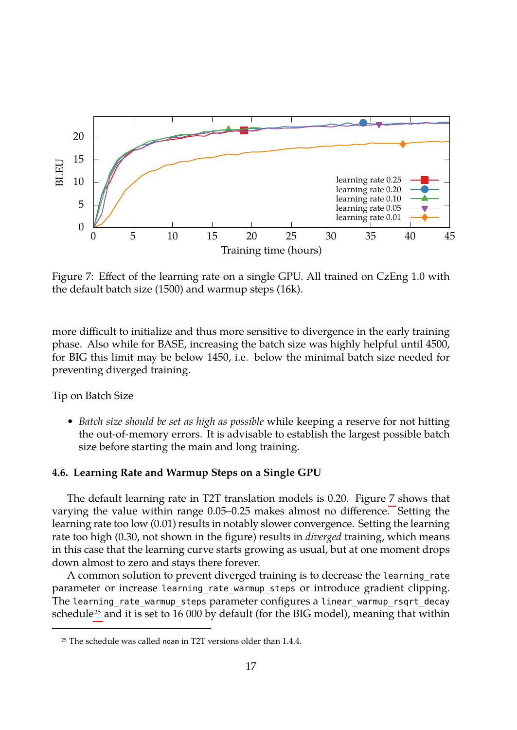Figure 7: Effect of the learning rate on a single GPU. All trained on CzEng 1.0 with the default batch size (1500) and warmup steps (16k).

more difficult to initialize and thus more sensitive to divergence in the early training phase. Also while for BASE, increasing the batch size was highly helpful until 4500, for BIG this limit may be below 1450, i.e. below the minimal batch size needed for preventing diverged training.

Tip on Batch Size

- *Batch size should be set as high as possible* while keeping a reserve for not hitting the out-of-memory errors. It is advisable to establish the largest possible batch size before starting the main and long training.

### 4.6. Learning Rate and Warmup Steps on a Single GPU

The default learning rate in T2T translation models is 0.20. Figure 7 shows that varying the value within range 0.05–0.25 makes almost no difference. Setting the learning rate too low (0.01) results in notably slower convergence. Setting the learning rate too high (0.30, not shown in the figure) results in *diverged* training, which means in this case that the learning curve starts growing as usual, but at one moment drops down almost to zero and stays there forever.

A common solution to prevent diverged training is to decrease the `learning_rate` parameter or increase `learning_rate_warmup_steps` or introduce gradient clipping. The `learning_rate_warmup_steps` parameter configures a `linear_warmup_rsqrt_decay` schedule[25] and it is set to 16 000 by default (for the BIG model), meaning that within

[25] The schedule was called `noam` in T2T versions older than 1.4.4.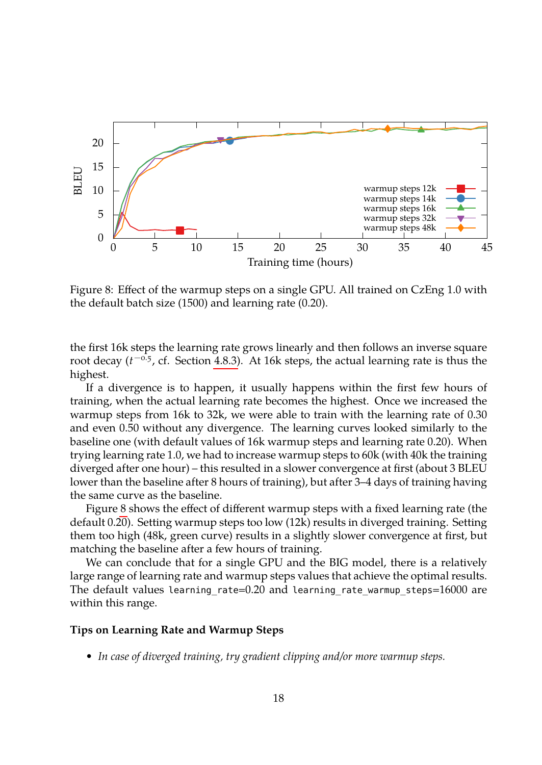Figure 8: Effect of the warmup steps on a single GPU. All trained on CzEng 1.0 with the default batch size (1500) and learning rate (0.20).

the first 16k steps the learning rate grows linearly and then follows an inverse square root decay ($t^{-0.5}$, cf. Section 4.8.3). At 16k steps, the actual learning rate is thus the highest.

If a divergence is to happen, it usually happens within the first few hours of training, when the actual learning rate becomes the highest. Once we increased the warmup steps from 16k to 32k, we were able to train with the learning rate of 0.30 and even 0.50 without any divergence. The learning curves looked similarly to the baseline one (with default values of 16k warmup steps and learning rate 0.20). When trying learning rate 1.0, we had to increase warmup steps to 60k (with 40k the training diverged after one hour) – this resulted in a slower convergence at first (about 3 BLEU lower than the baseline after 8 hours of training), but after 3–4 days of training having the same curve as the baseline.

Figure 8 shows the effect of different warmup steps with a fixed learning rate (the default 0.20). Setting warmup steps too low (12k) results in diverged training. Setting them too high (48k, green curve) results in a slightly slower convergence at first, but matching the baseline after a few hours of training.

We can conclude that for a single GPU and the BIG model, there is a relatively large range of learning rate and warmup steps values that achieve the optimal results. The default values `learning_rate`=0.20 and `learning_rate_warmup_steps`=16000 are within this range.

**Tips on Learning Rate and Warmup Steps**

- *In case of diverged training, try gradient clipping and/or more warmup steps.*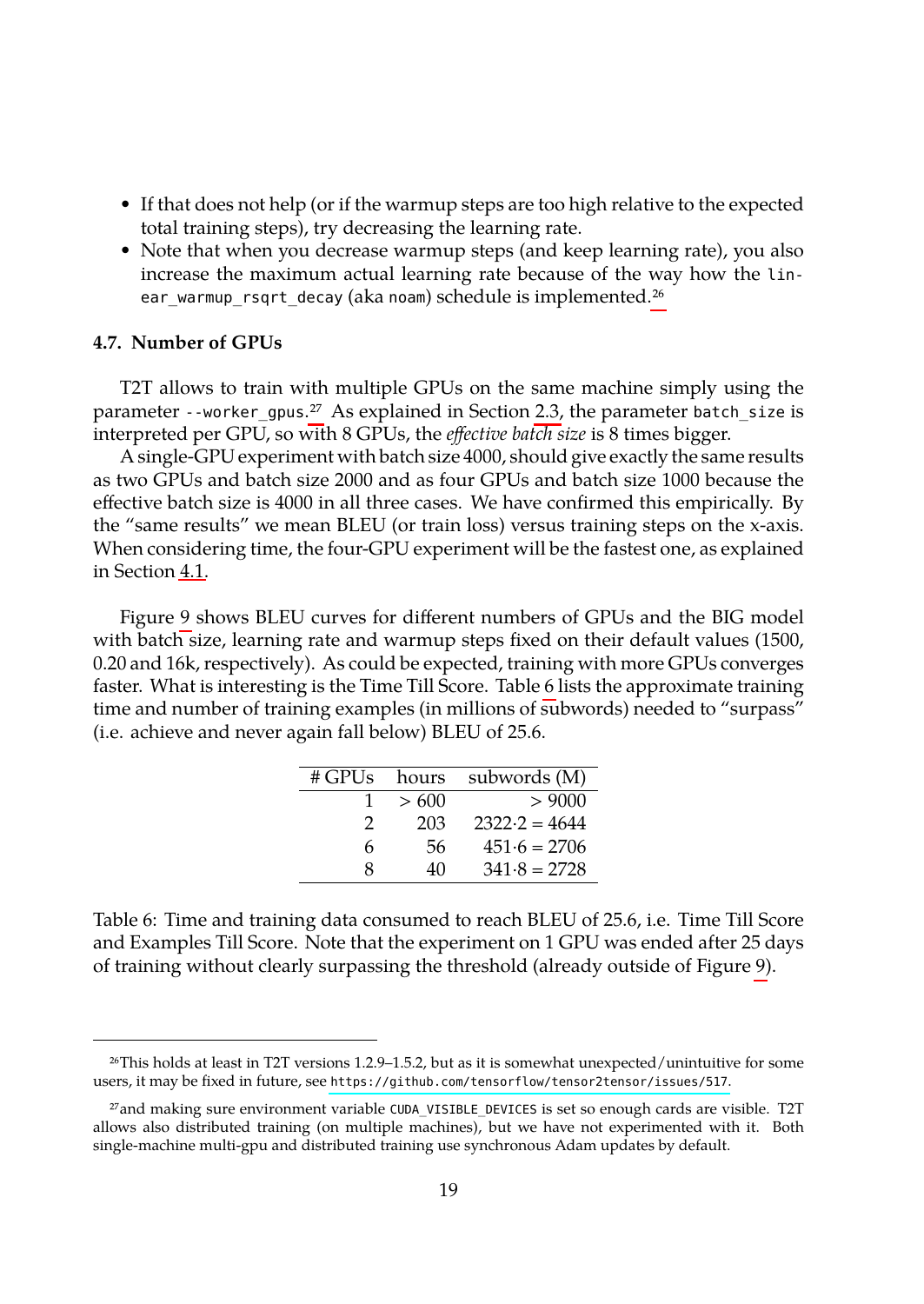- If that does not help (or if the warmup steps are too high relative to the expected total training steps), try decreasing the learning rate.
- Note that when you decrease warmup steps (and keep learning rate), you also increase the maximum actual learning rate because of the way how the `linear_warmup_rsqrt_decay` (aka `noam`) schedule is implemented.[26]

### 4.7. Number of GPUs

T2T allows to train with multiple GPUs on the same machine simply using the parameter `--worker_gpus`.[27] As explained in Section 2.3, the parameter `batch_size` is interpreted per GPU, so with 8 GPUs, the *effective batch size* is 8 times bigger.

A single-GPU experiment with batch size 4000, should give exactly the same results as two GPUs and batch size 2000 and as four GPUs and batch size 1000 because the effective batch size is 4000 in all three cases. We have confirmed this empirically. By the "same results" we mean BLEU (or train loss) versus training steps on the x-axis. When considering time, the four-GPU experiment will be the fastest one, as explained in Section 4.1.

Figure 9 shows BLEU curves for different numbers of GPUs and the BIG model with batch size, learning rate and warmup steps fixed on their default values (1500, 0.20 and 16k, respectively). As could be expected, training with more GPUs converges faster. What is interesting is the Time Till Score. Table 6 lists the approximate training time and number of training examples (in millions of subwords) needed to "surpass" (i.e. achieve and never again fall below) BLEU of 25.6.

| # GPUs | hours | subwords (M) |
|---:|---:|---:|
| 1 | $> 600$ | $> 9000$ |
| 2 | 203 | $2322 \cdot 2 = 4644$ |
| 6 | 56 | $451 \cdot 6 = 2706$ |
| 8 | 40 | $341 \cdot 8 = 2728$ |

Table 6: Time and training data consumed to reach BLEU of 25.6, i.e. Time Till Score and Examples Till Score. Note that the experiment on 1 GPU was ended after 25 days of training without clearly surpassing the threshold (already outside of Figure 9).

---

[26] This holds at least in T2T versions 1.2.9–1.5.2, but as it is somewhat unexpected/unintuitive for some users, it may be fixed in future, see `https://github.com/tensorflow/tensor2tensor/issues/517`.

[27] and making sure environment variable `CUDA_VISIBLE_DEVICES` is set so enough cards are visible. T2T allows also distributed training (on multiple machines), but we have not experimented with it. Both single-machine multi-gpu and distributed training use synchronous Adam updates by default.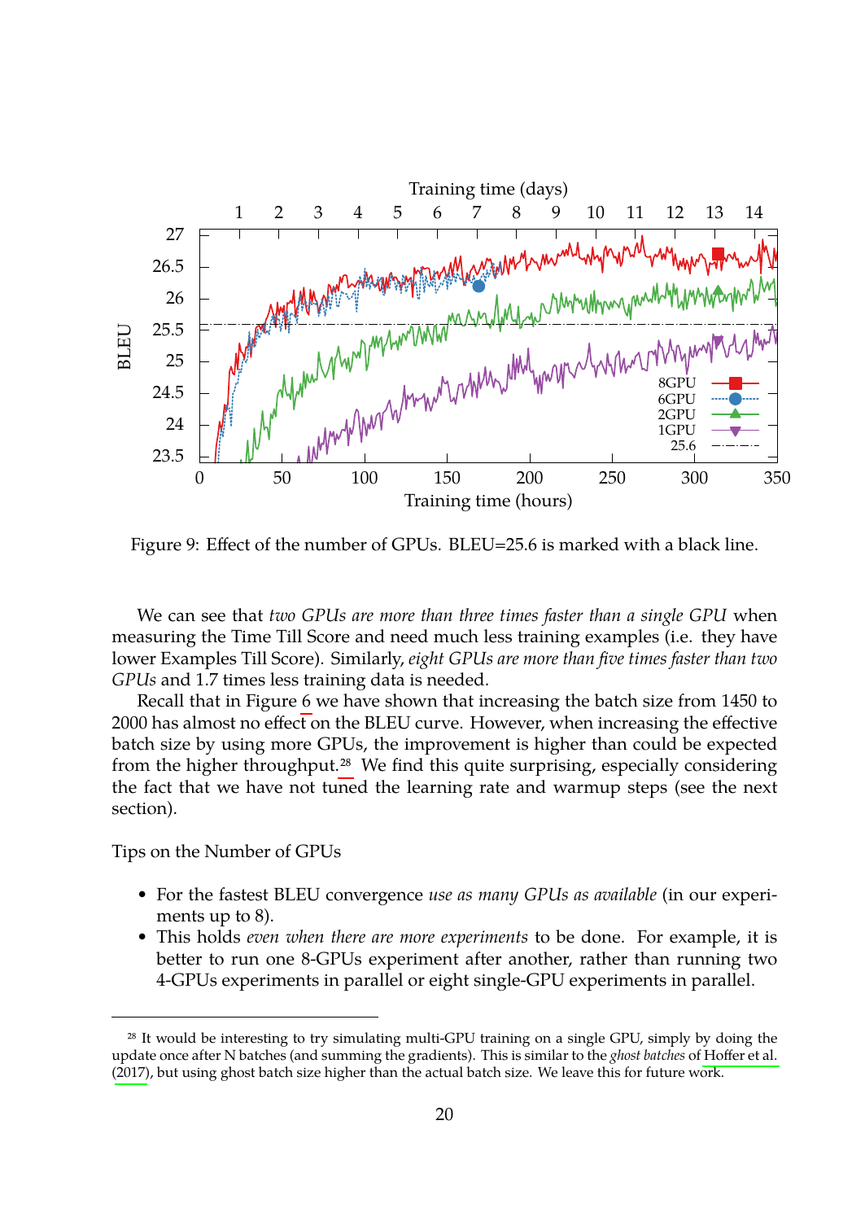Figure 9: Effect of the number of GPUs. BLEU=25.6 is marked with a black line.

We can see that *two GPUs are more than three times faster than a single GPU* when measuring the Time Till Score and need much less training examples (i.e. they have lower Examples Till Score). Similarly, *eight GPUs are more than five times faster than two GPUs* and 1.7 times less training data is needed.

Recall that in Figure 6 we have shown that increasing the batch size from 1450 to 2000 has almost no effect on the BLEU curve. However, when increasing the effective batch size by using more GPUs, the improvement is higher than could be expected from the higher throughput.[28] We find this quite surprising, especially considering the fact that we have not tuned the learning rate and warmup steps (see the next section).

Tips on the Number of GPUs

- For the fastest BLEU convergence *use as many GPUs as available* (in our experiments up to 8).
- This holds *even when there are more experiments* to be done. For example, it is better to run one 8-GPUs experiment after another, rather than running two 4-GPUs experiments in parallel or eight single-GPU experiments in parallel.

[28] It would be interesting to try simulating multi-GPU training on a single GPU, simply by doing the update once after N batches (and summing the gradients). This is similar to the *ghost batches* of Hoffer et al. (2017), but using ghost batch size higher than the actual batch size. We leave this for future work.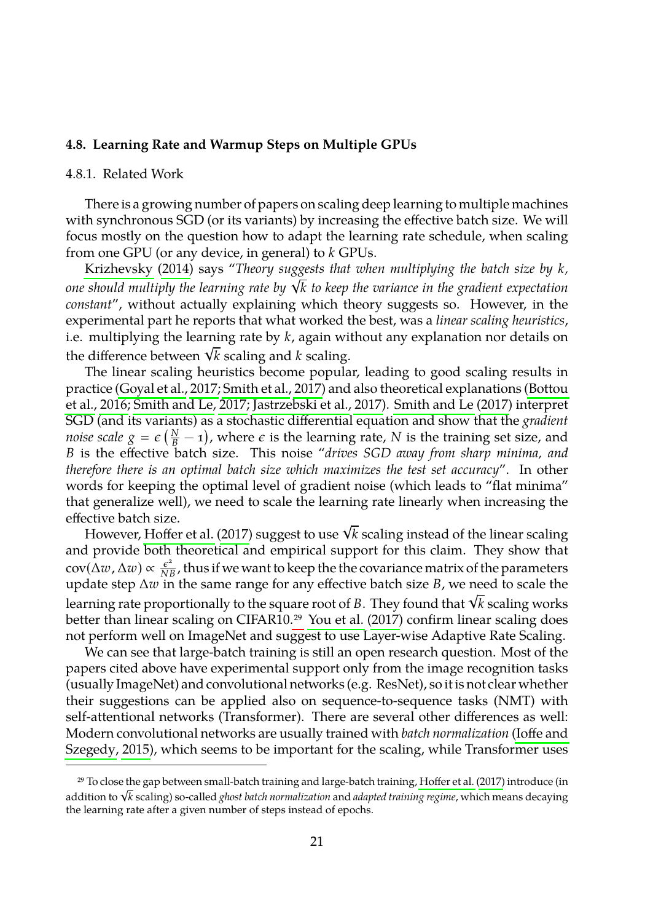### 4.8. Learning Rate and Warmup Steps on Multiple GPUs

#### 4.8.1. Related Work

There is a growing number of papers on scaling deep learning to multiple machines with synchronous SGD (or its variants) by increasing the effective batch size. We will focus mostly on the question how to adapt the learning rate schedule, when scaling from one GPU (or any device, in general) to $k$ GPUs.

Krizhevsky (2014) says "*Theory suggests that when multiplying the batch size by $k$, one should multiply the learning rate by $\sqrt{k}$ to keep the variance in the gradient expectation constant*", without actually explaining which theory suggests so. However, in the experimental part he reports that what worked the best, was a *linear scaling heuristics*, i.e. multiplying the learning rate by $k$, again without any explanation nor details on the difference between $\sqrt{k}$ scaling and $k$ scaling.

The linear scaling heuristics become popular, leading to good scaling results in practice (Goyal et al., 2017; Smith et al., 2017) and also theoretical explanations (Bottou et al., 2016; Smith and Le, 2017; Jastrzebski et al., 2017). Smith and Le (2017) interpret SGD (and its variants) as a stochastic differential equation and show that the *gradient noise scale* $g = \epsilon\left(\frac{N}{B} - 1\right)$, where $\epsilon$ is the learning rate, $N$ is the training set size, and $B$ is the effective batch size. This noise "*drives SGD away from sharp minima, and therefore there is an optimal batch size which maximizes the test set accuracy*". In other words for keeping the optimal level of gradient noise (which leads to "flat minima" that generalize well), we need to scale the learning rate linearly when increasing the effective batch size.

However, Hoffer et al. (2017) suggest to use $\sqrt{k}$ scaling instead of the linear scaling and provide both theoretical and empirical support for this claim. They show that $\mathrm{cov}(\Delta w, \Delta w) \propto \frac{\epsilon^2}{NB}$, thus if we want to keep the the covariance matrix of the parameters update step $\Delta w$ in the same range for any effective batch size $B$, we need to scale the learning rate proportionally to the square root of $B$. They found that $\sqrt{k}$ scaling works better than linear scaling on CIFAR10.[29] You et al. (2017) confirm linear scaling does not perform well on ImageNet and suggest to use Layer-wise Adaptive Rate Scaling.

We can see that large-batch training is still an open research question. Most of the papers cited above have experimental support only from the image recognition tasks (usually ImageNet) and convolutional networks (e.g. ResNet), so it is not clear whether their suggestions can be applied also on sequence-to-sequence tasks (NMT) with self-attentional networks (Transformer). There are several other differences as well: Modern convolutional networks are usually trained with *batch normalization* (Ioffe and Szegedy, 2015), which seems to be important for the scaling, while Transformer uses

[29] To close the gap between small-batch training and large-batch training, Hoffer et al. (2017) introduce (in addition to $\sqrt{k}$ scaling) so-called *ghost batch normalization* and *adapted training regime*, which means decaying the learning rate after a given number of steps instead of epochs.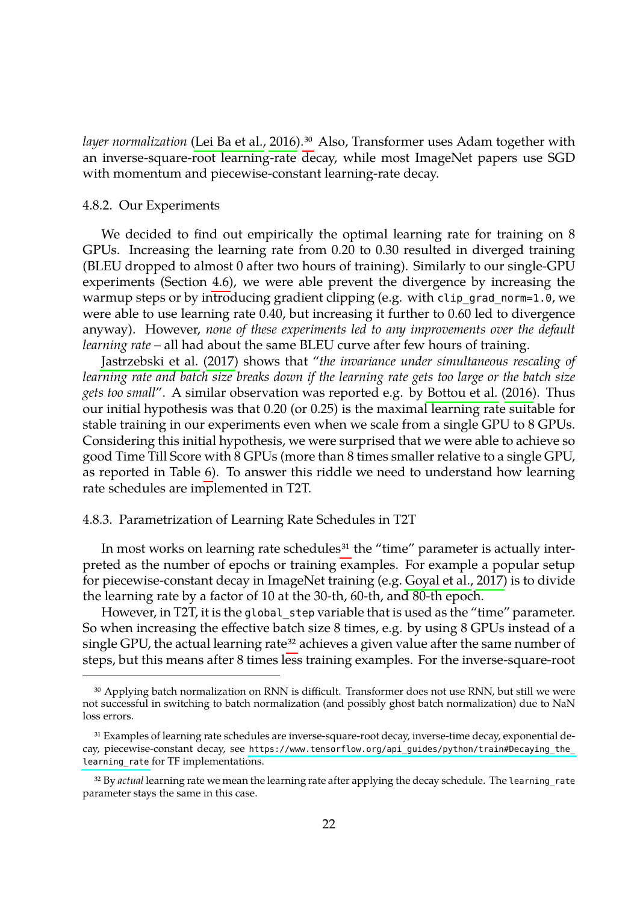*layer normalization* (Lei Ba et al., 2016).[30] Also, Transformer uses Adam together with an inverse-square-root learning-rate decay, while most ImageNet papers use SGD with momentum and piecewise-constant learning-rate decay.

#### 4.8.2. Our Experiments

We decided to find out empirically the optimal learning rate for training on 8 GPUs. Increasing the learning rate from 0.20 to 0.30 resulted in diverged training (BLEU dropped to almost 0 after two hours of training). Similarly to our single-GPU experiments (Section 4.6), we were able prevent the divergence by increasing the warmup steps or by introducing gradient clipping (e.g. with `clip_grad_norm=1.0`, we were able to use learning rate 0.40, but increasing it further to 0.60 led to divergence anyway). However, *none of these experiments led to any improvements over the default learning rate* – all had about the same BLEU curve after few hours of training.

Jastrzebski et al. (2017) shows that "*the invariance under simultaneous rescaling of learning rate and batch size breaks down if the learning rate gets too large or the batch size gets too small*". A similar observation was reported e.g. by Bottou et al. (2016). Thus our initial hypothesis was that 0.20 (or 0.25) is the maximal learning rate suitable for stable training in our experiments even when we scale from a single GPU to 8 GPUs. Considering this initial hypothesis, we were surprised that we were able to achieve so good Time Till Score with 8 GPUs (more than 8 times smaller relative to a single GPU, as reported in Table 6). To answer this riddle we need to understand how learning rate schedules are implemented in T2T.

#### 4.8.3. Parametrization of Learning Rate Schedules in T2T

In most works on learning rate schedules[31] the "time" parameter is actually interpreted as the number of epochs or training examples. For example a popular setup for piecewise-constant decay in ImageNet training (e.g. Goyal et al., 2017) is to divide the learning rate by a factor of 10 at the 30-th, 60-th, and 80-th epoch.

However, in T2T, it is the `global_step` variable that is used as the "time" parameter. So when increasing the effective batch size 8 times, e.g. by using 8 GPUs instead of a single GPU, the actual learning rate[32] achieves a given value after the same number of steps, but this means after 8 times less training examples. For the inverse-square-root

---

[30] Applying batch normalization on RNN is difficult. Transformer does not use RNN, but still we were not successful in switching to batch normalization (and possibly ghost batch normalization) due to NaN loss errors.

[31] Examples of learning rate schedules are inverse-square-root decay, inverse-time decay, exponential decay, piecewise-constant decay, see `https://www.tensorflow.org/api_guides/python/train#Decaying_the_learning_rate` for TF implementations.

[32] By *actual* learning rate we mean the learning rate after applying the decay schedule. The `learning_rate` parameter stays the same in this case.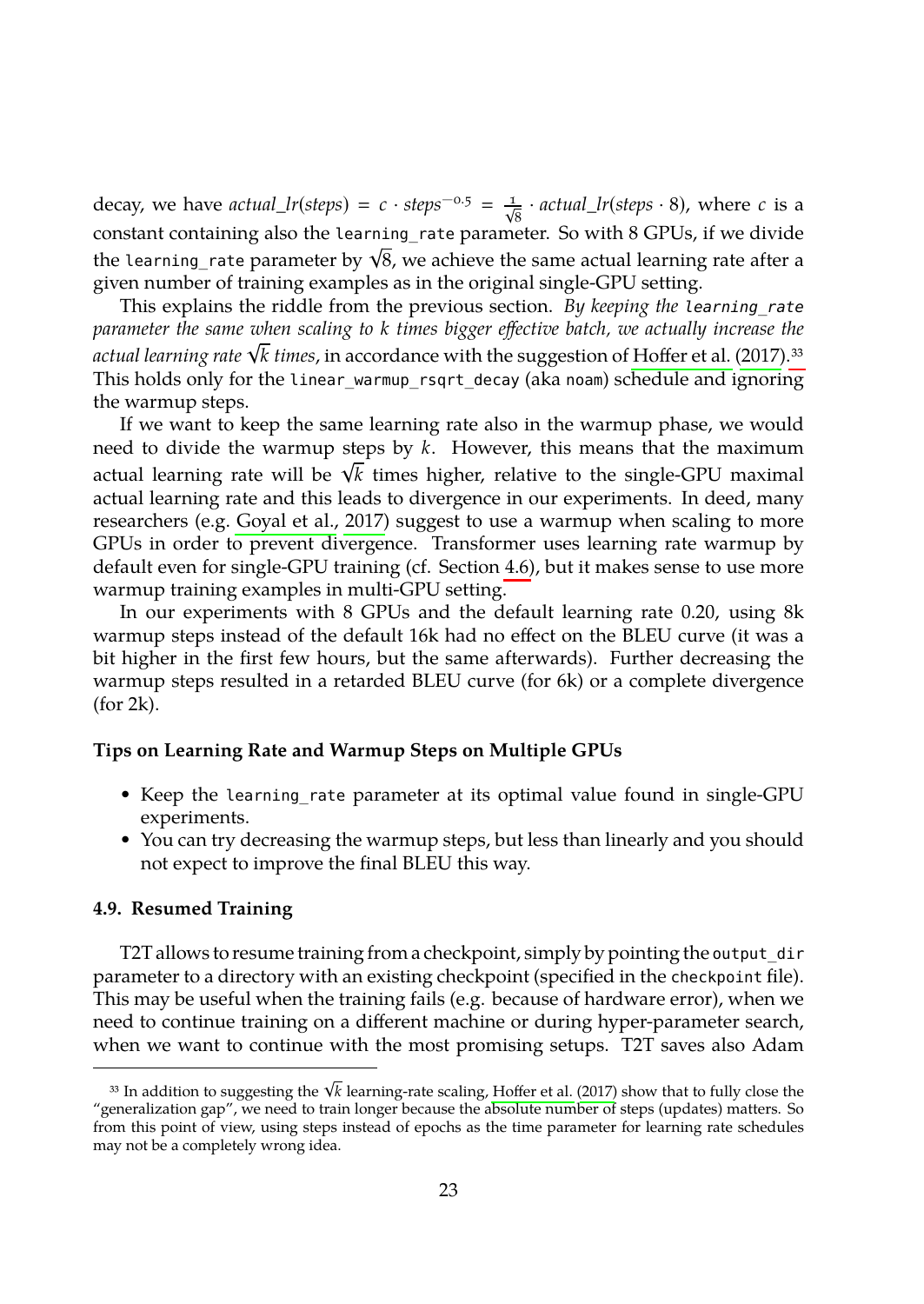decay, we have $actual\_lr(steps) = c \cdot steps^{-0.5} = \frac{1}{\sqrt{8}} \cdot actual\_lr(steps \cdot 8)$, where $c$ is a constant containing also the `learning_rate` parameter. So with 8 GPUs, if we divide the `learning_rate` parameter by $\sqrt{8}$, we achieve the same actual learning rate after a given number of training examples as in the original single-GPU setting.

This explains the riddle from the previous section. *By keeping the `learning_rate` parameter the same when scaling to $k$ times bigger effective batch, we actually increase the actual learning rate $\sqrt{k}$ times*, in accordance with the suggestion of Hoffer et al. (2017).[33] This holds only for the `linear_warmup_rsqrt_decay` (aka `noam`) schedule and ignoring the warmup steps.

If we want to keep the same learning rate also in the warmup phase, we would need to divide the warmup steps by $k$. However, this means that the maximum actual learning rate will be $\sqrt{k}$ times higher, relative to the single-GPU maximal actual learning rate and this leads to divergence in our experiments. In deed, many researchers (e.g. Goyal et al., 2017) suggest to use a warmup when scaling to more GPUs in order to prevent divergence. Transformer uses learning rate warmup by default even for single-GPU training (cf. Section 4.6), but it makes sense to use more warmup training examples in multi-GPU setting.

In our experiments with 8 GPUs and the default learning rate 0.20, using 8k warmup steps instead of the default 16k had no effect on the BLEU curve (it was a bit higher in the first few hours, but the same afterwards). Further decreasing the warmup steps resulted in a retarded BLEU curve (for 6k) or a complete divergence (for 2k).

#### Tips on Learning Rate and Warmup Steps on Multiple GPUs

- Keep the `learning_rate` parameter at its optimal value found in single-GPU experiments.
- You can try decreasing the warmup steps, but less than linearly and you should not expect to improve the final BLEU this way.

### 4.9. Resumed Training

T2T allows to resume training from a checkpoint, simply by pointing the `output_dir` parameter to a directory with an existing checkpoint (specified in the `checkpoint` file). This may be useful when the training fails (e.g. because of hardware error), when we need to continue training on a different machine or during hyper-parameter search, when we want to continue with the most promising setups. T2T saves also Adam

---

[33] In addition to suggesting the $\sqrt{k}$ learning-rate scaling, Hoffer et al. (2017) show that to fully close the "generalization gap", we need to train longer because the absolute number of steps (updates) matters. So from this point of view, using steps instead of epochs as the time parameter for learning rate schedules may not be a completely wrong idea.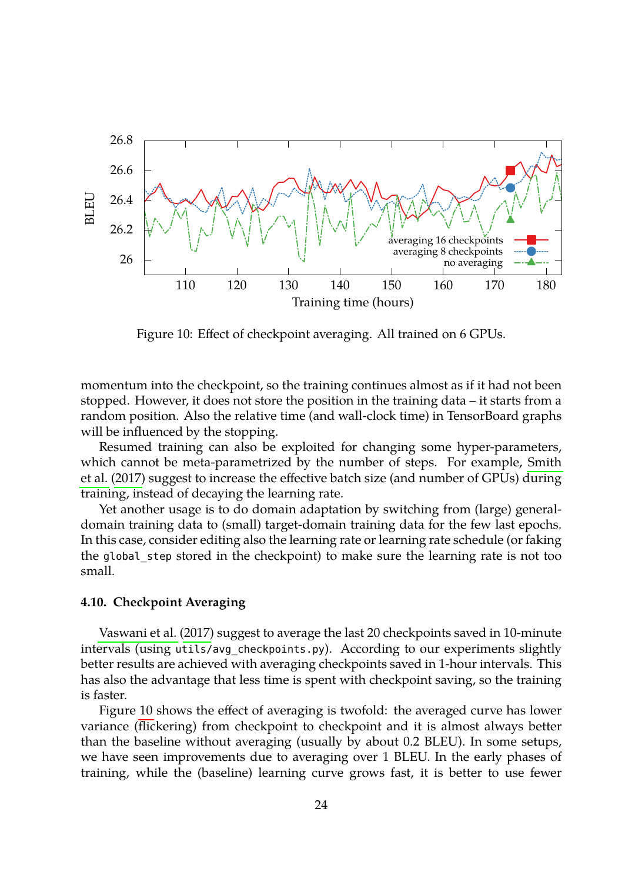Figure 10: Effect of checkpoint averaging. All trained on 6 GPUs.

momentum into the checkpoint, so the training continues almost as if it had not been stopped. However, it does not store the position in the training data – it starts from a random position. Also the relative time (and wall-clock time) in TensorBoard graphs will be influenced by the stopping.

Resumed training can also be exploited for changing some hyper-parameters, which cannot be meta-parametrized by the number of steps. For example, Smith et al. (2017) suggest to increase the effective batch size (and number of GPUs) during training, instead of decaying the learning rate.

Yet another usage is to do domain adaptation by switching from (large) general-domain training data to (small) target-domain training data for the few last epochs. In this case, consider editing also the learning rate or learning rate schedule (or faking the `global_step` stored in the checkpoint) to make sure the learning rate is not too small.

### 4.10. Checkpoint Averaging

Vaswani et al. (2017) suggest to average the last 20 checkpoints saved in 10-minute intervals (using `utils/avg_checkpoints.py`). According to our experiments slightly better results are achieved with averaging checkpoints saved in 1-hour intervals. This has also the advantage that less time is spent with checkpoint saving, so the training is faster.

Figure 10 shows the effect of averaging is twofold: the averaged curve has lower variance (flickering) from checkpoint to checkpoint and it is almost always better than the baseline without averaging (usually by about 0.2 BLEU). In some setups, we have seen improvements due to averaging over 1 BLEU. In the early phases of training, while the (baseline) learning curve grows fast, it is better to use fewer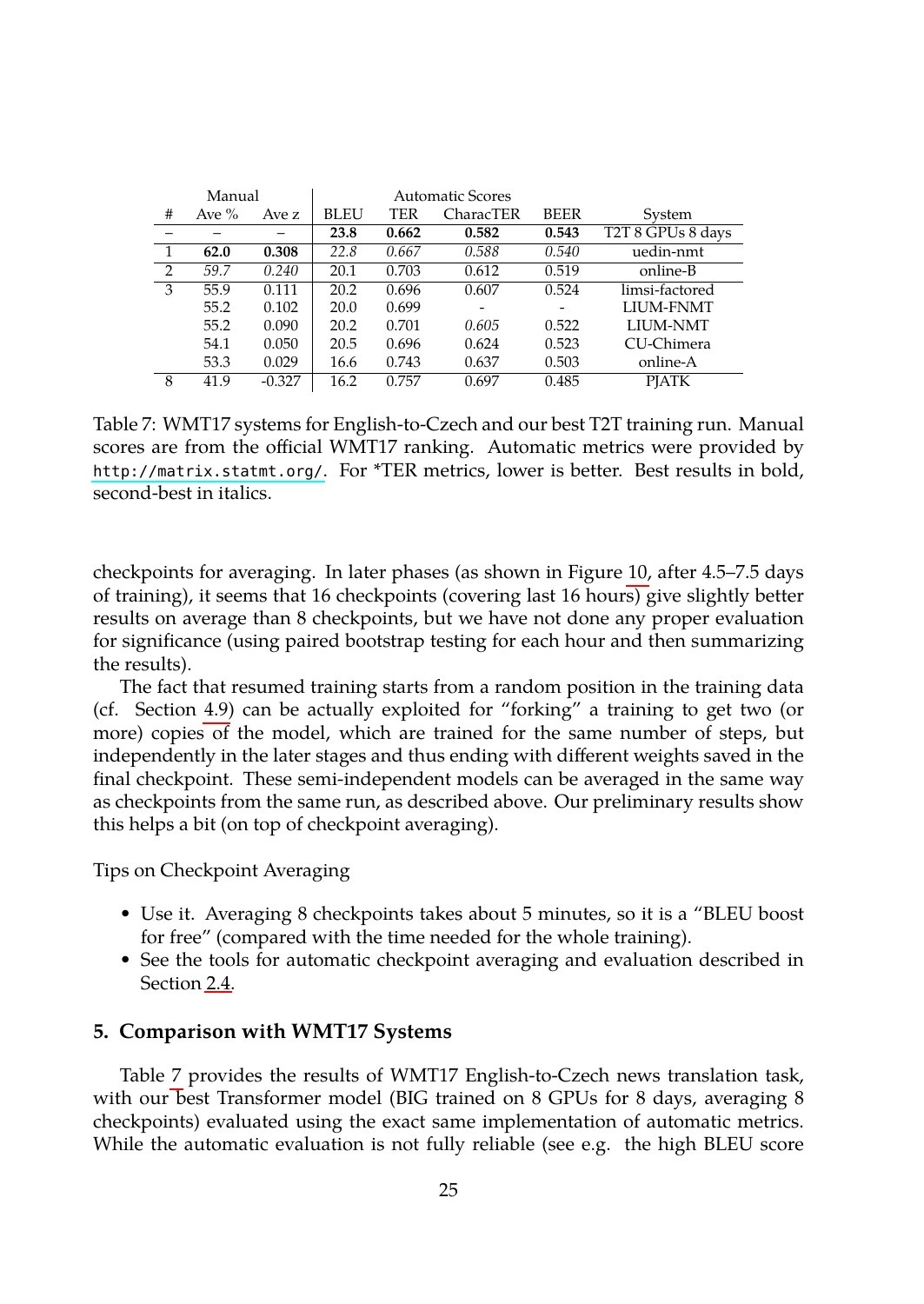| Manual | | | Automatic Scores | | | | |
|---|---|---|---|---|---|---|---|
| # | Ave % | Ave z | BLEU | TER | CharacTER | BEER | System |
| – | – | – | **23.8** | **0.662** | **0.582** | **0.543** | T2T 8 GPUs 8 days |
| 1 | **62.0** | **0.308** | *22.8* | *0.667* | *0.588* | *0.540* | uedin-nmt |
| 2 | *59.7* | *0.240* | 20.1 | 0.703 | 0.612 | 0.519 | online-B |
| 3 | 55.9 | 0.111 | 20.2 | 0.696 | 0.607 | 0.524 | limsi-factored |
| | 55.2 | 0.102 | 20.0 | 0.699 | - | - | LIUM-FNMT |
| | 55.2 | 0.090 | 20.2 | 0.701 | *0.605* | 0.522 | LIUM-NMT |
| | 54.1 | 0.050 | 20.5 | 0.696 | 0.624 | 0.523 | CU-Chimera |
| | 53.3 | 0.029 | 16.6 | 0.743 | 0.637 | 0.503 | online-A |
| 8 | 41.9 | -0.327 | 16.2 | 0.757 | 0.697 | 0.485 | PJATK |

Table 7: WMT17 systems for English-to-Czech and our best T2T training run. Manual scores are from the official WMT17 ranking. Automatic metrics were provided by `http://matrix.statmt.org/`. For *TER metrics, lower is better. Best results in bold, second-best in italics.

checkpoints for averaging. In later phases (as shown in Figure 10, after 4.5–7.5 days of training), it seems that 16 checkpoints (covering last 16 hours) give slightly better results on average than 8 checkpoints, but we have not done any proper evaluation for significance (using paired bootstrap testing for each hour and then summarizing the results).

The fact that resumed training starts from a random position in the training data (cf. Section 4.9) can be actually exploited for "forking" a training to get two (or more) copies of the model, which are trained for the same number of steps, but independently in the later stages and thus ending with different weights saved in the final checkpoint. These semi-independent models can be averaged in the same way as checkpoints from the same run, as described above. Our preliminary results show this helps a bit (on top of checkpoint averaging).

Tips on Checkpoint Averaging

- Use it. Averaging 8 checkpoints takes about 5 minutes, so it is a "BLEU boost for free" (compared with the time needed for the whole training).
- See the tools for automatic checkpoint averaging and evaluation described in Section 2.4.

## 5. Comparison with WMT17 Systems

Table 7 provides the results of WMT17 English-to-Czech news translation task, with our best Transformer model (BIG trained on 8 GPUs for 8 days, averaging 8 checkpoints) evaluated using the exact same implementation of automatic metrics. While the automatic evaluation is not fully reliable (see e.g. the high BLEU score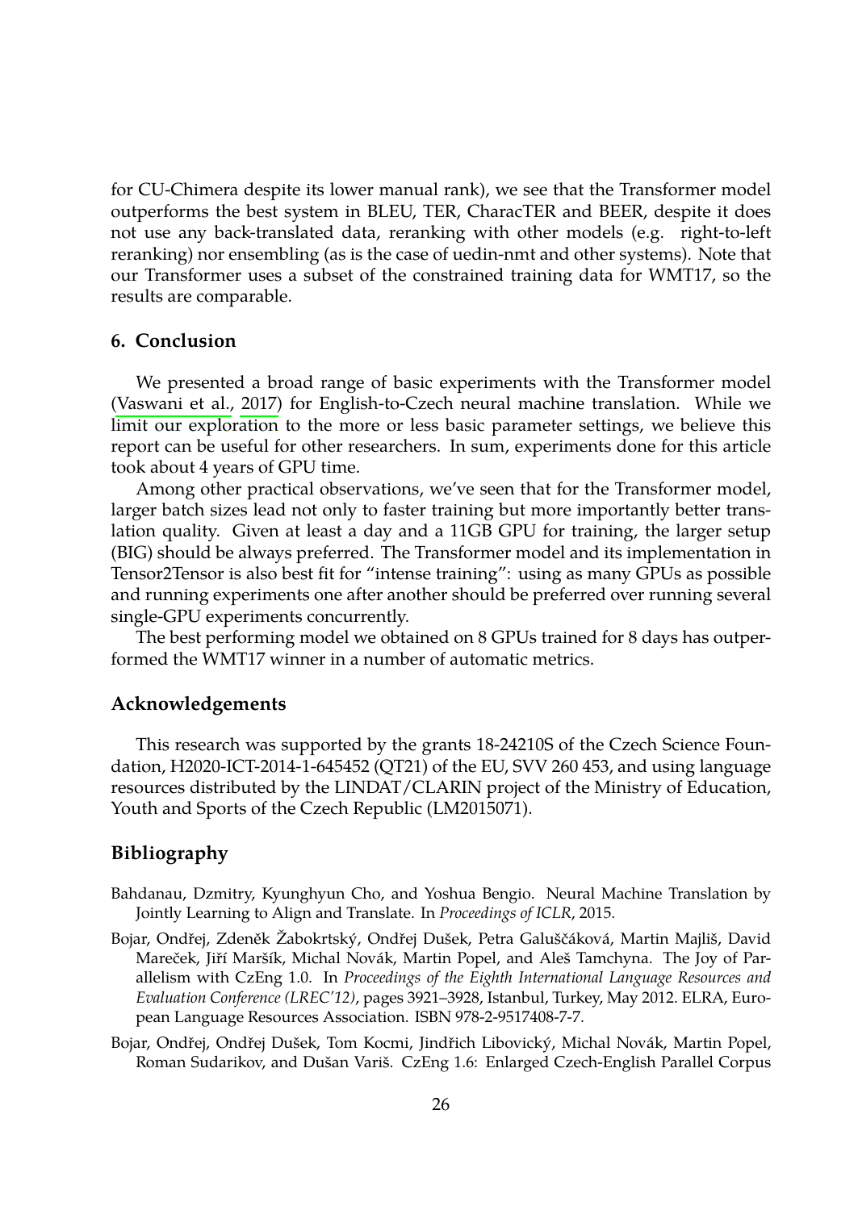for CU-Chimera despite its lower manual rank), we see that the Transformer model outperforms the best system in BLEU, TER, CharacTER and BEER, despite it does not use any back-translated data, reranking with other models (e.g. right-to-left reranking) nor ensembling (as is the case of uedin-nmt and other systems). Note that our Transformer uses a subset of the constrained training data for WMT17, so the results are comparable.

## 6. Conclusion

We presented a broad range of basic experiments with the Transformer model (Vaswani et al., 2017) for English-to-Czech neural machine translation. While we limit our exploration to the more or less basic parameter settings, we believe this report can be useful for other researchers. In sum, experiments done for this article took about 4 years of GPU time.

Among other practical observations, we've seen that for the Transformer model, larger batch sizes lead not only to faster training but more importantly better translation quality. Given at least a day and a 11GB GPU for training, the larger setup (BIG) should be always preferred. The Transformer model and its implementation in Tensor2Tensor is also best fit for "intense training": using as many GPUs as possible and running experiments one after another should be preferred over running several single-GPU experiments concurrently.

The best performing model we obtained on 8 GPUs trained for 8 days has outperformed the WMT17 winner in a number of automatic metrics.

## Acknowledgements

This research was supported by the grants 18-24210S of the Czech Science Foundation, H2020-ICT-2014-1-645452 (QT21) of the EU, SVV 260 453, and using language resources distributed by the LINDAT/CLARIN project of the Ministry of Education, Youth and Sports of the Czech Republic (LM2015071).

## Bibliography

Bahdanau, Dzmitry, Kyunghyun Cho, and Yoshua Bengio. Neural Machine Translation by Jointly Learning to Align and Translate. In *Proceedings of ICLR*, 2015.

Bojar, Ondřej, Zdeněk Žabokrtský, Ondřej Dušek, Petra Galuščáková, Martin Majliš, David Mareček, Jiří Maršík, Michal Novák, Martin Popel, and Aleš Tamchyna. The Joy of Parallelism with CzEng 1.0. In *Proceedings of the Eighth International Language Resources and Evaluation Conference (LREC'12)*, pages 3921–3928, Istanbul, Turkey, May 2012. ELRA, European Language Resources Association. ISBN 978-2-9517408-7-7.

Bojar, Ondřej, Ondřej Dušek, Tom Kocmi, Jindřich Libovický, Michal Novák, Martin Popel, Roman Sudarikov, and Dušan Variš. CzEng 1.6: Enlarged Czech-English Parallel Corpus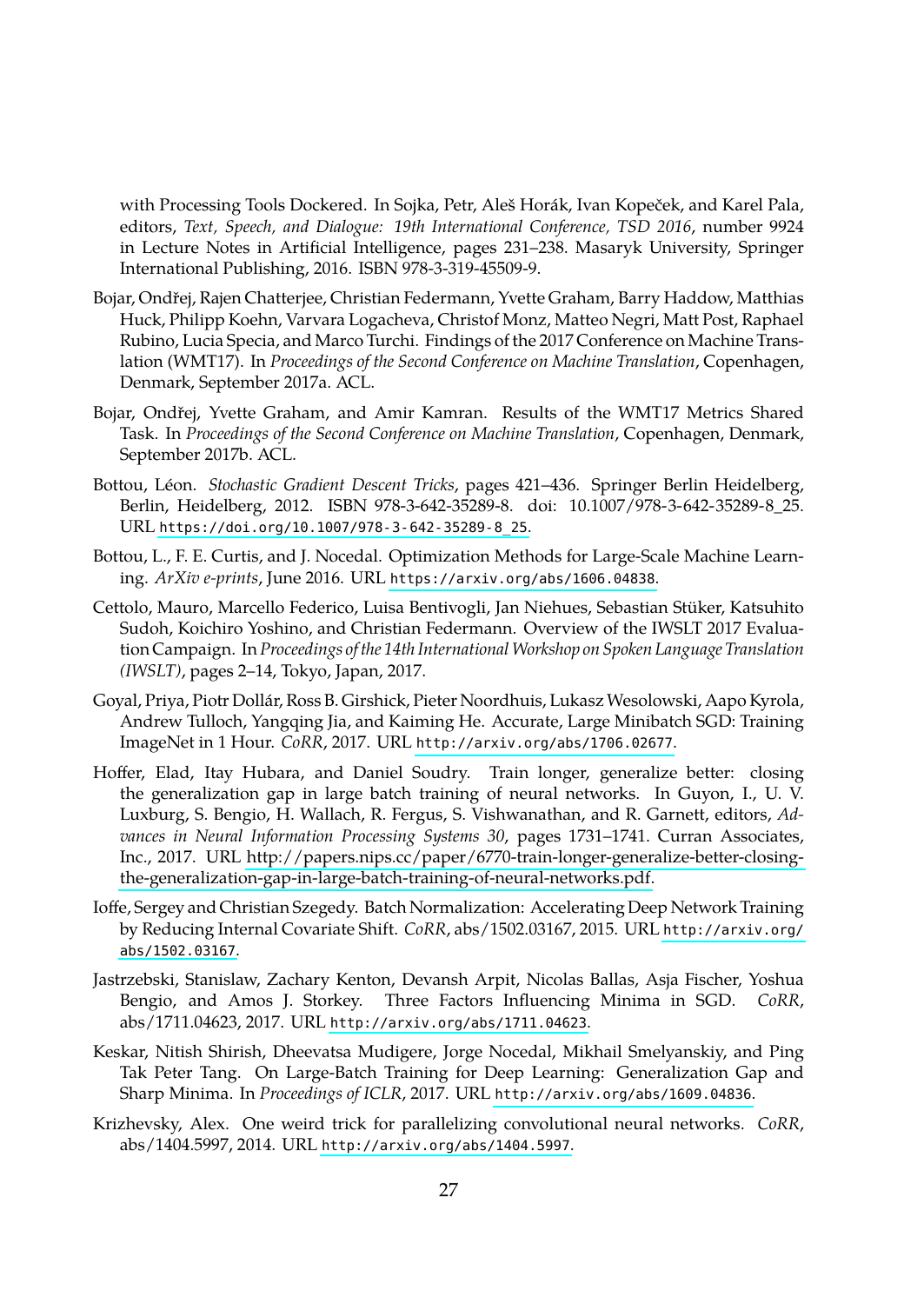with Processing Tools Dockered. In Sojka, Petr, Aleš Horák, Ivan Kopeček, and Karel Pala, editors, *Text, Speech, and Dialogue: 19th International Conference, TSD 2016*, number 9924 in Lecture Notes in Artificial Intelligence, pages 231–238. Masaryk University, Springer International Publishing, 2016. ISBN 978-3-319-45509-9.

Bojar, Ondřej, Rajen Chatterjee, Christian Federmann, Yvette Graham, Barry Haddow, Matthias Huck, Philipp Koehn, Varvara Logacheva, Christof Monz, Matteo Negri, Matt Post, Raphael Rubino, Lucia Specia, and Marco Turchi. Findings of the 2017 Conference on Machine Translation (WMT17). In *Proceedings of the Second Conference on Machine Translation*, Copenhagen, Denmark, September 2017a. ACL.

Bojar, Ondřej, Yvette Graham, and Amir Kamran. Results of the WMT17 Metrics Shared Task. In *Proceedings of the Second Conference on Machine Translation*, Copenhagen, Denmark, September 2017b. ACL.

Bottou, Léon. *Stochastic Gradient Descent Tricks*, pages 421–436. Springer Berlin Heidelberg, Berlin, Heidelberg, 2012. ISBN 978-3-642-35289-8. doi: 10.1007/978-3-642-35289-8_25. URL https://doi.org/10.1007/978-3-642-35289-8_25.

Bottou, L., F. E. Curtis, and J. Nocedal. Optimization Methods for Large-Scale Machine Learning. *ArXiv e-prints*, June 2016. URL https://arxiv.org/abs/1606.04838.

Cettolo, Mauro, Marcello Federico, Luisa Bentivogli, Jan Niehues, Sebastian Stüker, Katsuhito Sudoh, Koichiro Yoshino, and Christian Federmann. Overview of the IWSLT 2017 Evaluation Campaign. In *Proceedings of the 14th International Workshop on Spoken Language Translation (IWSLT)*, pages 2–14, Tokyo, Japan, 2017.

Goyal, Priya, Piotr Dollár, Ross B. Girshick, Pieter Noordhuis, Lukasz Wesolowski, Aapo Kyrola, Andrew Tulloch, Yangqing Jia, and Kaiming He. Accurate, Large Minibatch SGD: Training ImageNet in 1 Hour. *CoRR*, 2017. URL http://arxiv.org/abs/1706.02677.

Hoffer, Elad, Itay Hubara, and Daniel Soudry. Train longer, generalize better: closing the generalization gap in large batch training of neural networks. In Guyon, I., U. V. Luxburg, S. Bengio, H. Wallach, R. Fergus, S. Vishwanathan, and R. Garnett, editors, *Advances in Neural Information Processing Systems 30*, pages 1731–1741. Curran Associates, Inc., 2017. URL http://papers.nips.cc/paper/6770-train-longer-generalize-better-closing-the-generalization-gap-in-large-batch-training-of-neural-networks.pdf.

Ioffe, Sergey and Christian Szegedy. Batch Normalization: Accelerating Deep Network Training by Reducing Internal Covariate Shift. *CoRR*, abs/1502.03167, 2015. URL http://arxiv.org/abs/1502.03167.

Jastrzebski, Stanislaw, Zachary Kenton, Devansh Arpit, Nicolas Ballas, Asja Fischer, Yoshua Bengio, and Amos J. Storkey. Three Factors Influencing Minima in SGD. *CoRR*, abs/1711.04623, 2017. URL http://arxiv.org/abs/1711.04623.

Keskar, Nitish Shirish, Dheevatsa Mudigere, Jorge Nocedal, Mikhail Smelyanskiy, and Ping Tak Peter Tang. On Large-Batch Training for Deep Learning: Generalization Gap and Sharp Minima. In *Proceedings of ICLR*, 2017. URL http://arxiv.org/abs/1609.04836.

Krizhevsky, Alex. One weird trick for parallelizing convolutional neural networks. *CoRR*, abs/1404.5997, 2014. URL http://arxiv.org/abs/1404.5997.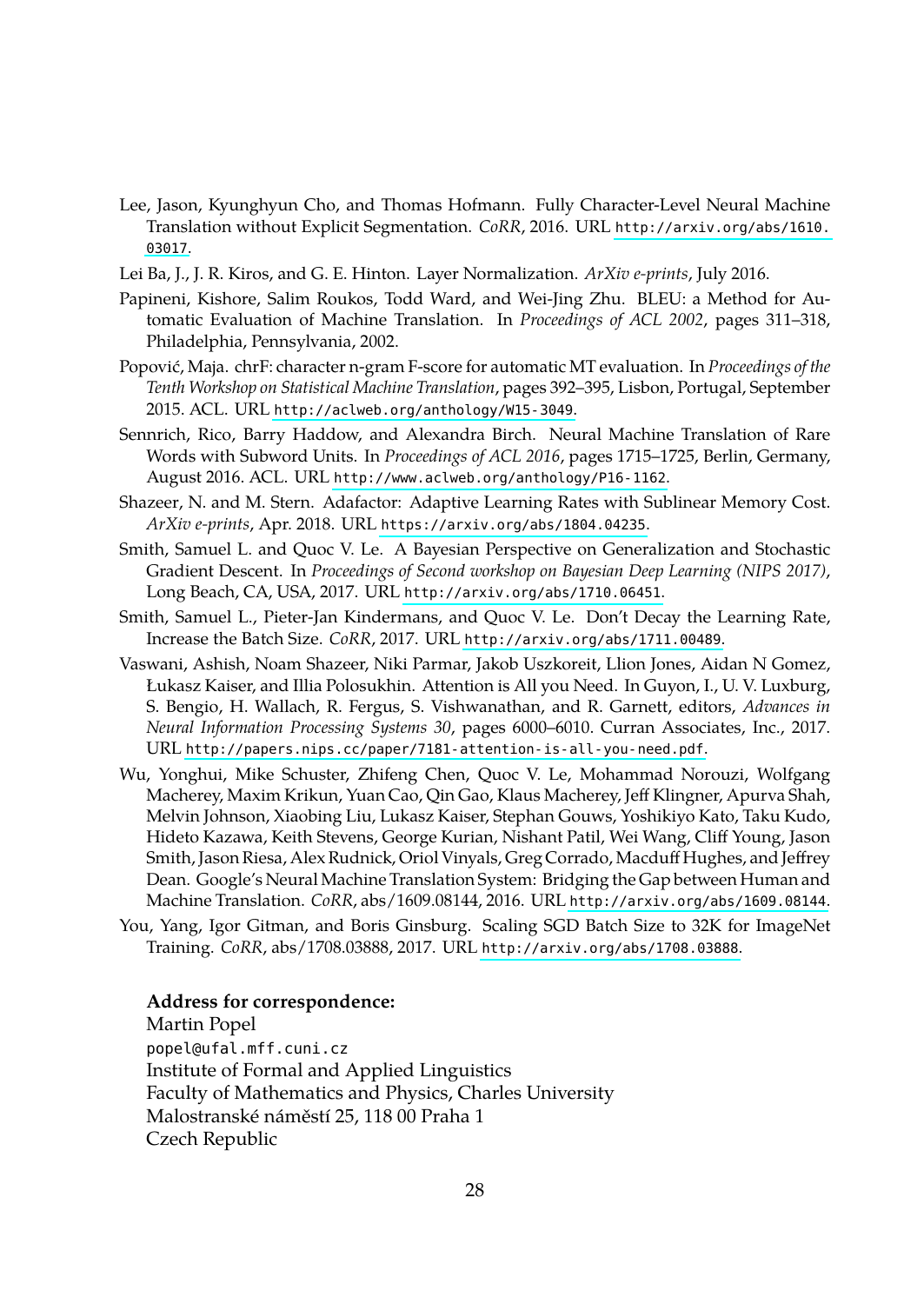Lee, Jason, Kyunghyun Cho, and Thomas Hofmann. Fully Character-Level Neural Machine Translation without Explicit Segmentation. *CoRR*, 2016. URL http://arxiv.org/abs/1610.03017.

Lei Ba, J., J. R. Kiros, and G. E. Hinton. Layer Normalization. *ArXiv e-prints*, July 2016.

Papineni, Kishore, Salim Roukos, Todd Ward, and Wei-Jing Zhu. BLEU: a Method for Automatic Evaluation of Machine Translation. In *Proceedings of ACL 2002*, pages 311–318, Philadelphia, Pennsylvania, 2002.

Popović, Maja. chrF: character n-gram F-score for automatic MT evaluation. In *Proceedings of the Tenth Workshop on Statistical Machine Translation*, pages 392–395, Lisbon, Portugal, September 2015. ACL. URL http://aclweb.org/anthology/W15-3049.

Sennrich, Rico, Barry Haddow, and Alexandra Birch. Neural Machine Translation of Rare Words with Subword Units. In *Proceedings of ACL 2016*, pages 1715–1725, Berlin, Germany, August 2016. ACL. URL http://www.aclweb.org/anthology/P16-1162.

Shazeer, N. and M. Stern. Adafactor: Adaptive Learning Rates with Sublinear Memory Cost. *ArXiv e-prints*, Apr. 2018. URL https://arxiv.org/abs/1804.04235.

Smith, Samuel L. and Quoc V. Le. A Bayesian Perspective on Generalization and Stochastic Gradient Descent. In *Proceedings of Second workshop on Bayesian Deep Learning (NIPS 2017)*, Long Beach, CA, USA, 2017. URL http://arxiv.org/abs/1710.06451.

Smith, Samuel L., Pieter-Jan Kindermans, and Quoc V. Le. Don't Decay the Learning Rate, Increase the Batch Size. *CoRR*, 2017. URL http://arxiv.org/abs/1711.00489.

Vaswani, Ashish, Noam Shazeer, Niki Parmar, Jakob Uszkoreit, Llion Jones, Aidan N Gomez, Łukasz Kaiser, and Illia Polosukhin. Attention is All you Need. In Guyon, I., U. V. Luxburg, S. Bengio, H. Wallach, R. Fergus, S. Vishwanathan, and R. Garnett, editors, *Advances in Neural Information Processing Systems 30*, pages 6000–6010. Curran Associates, Inc., 2017. URL http://papers.nips.cc/paper/7181-attention-is-all-you-need.pdf.

Wu, Yonghui, Mike Schuster, Zhifeng Chen, Quoc V. Le, Mohammad Norouzi, Wolfgang Macherey, Maxim Krikun, Yuan Cao, Qin Gao, Klaus Macherey, Jeff Klingner, Apurva Shah, Melvin Johnson, Xiaobing Liu, Lukasz Kaiser, Stephan Gouws, Yoshikiyo Kato, Taku Kudo, Hideto Kazawa, Keith Stevens, George Kurian, Nishant Patil, Wei Wang, Cliff Young, Jason Smith, Jason Riesa, Alex Rudnick, Oriol Vinyals, Greg Corrado, Macduff Hughes, and Jeffrey Dean. Google's Neural Machine Translation System: Bridging the Gap between Human and Machine Translation. *CoRR*, abs/1609.08144, 2016. URL http://arxiv.org/abs/1609.08144.

You, Yang, Igor Gitman, and Boris Ginsburg. Scaling SGD Batch Size to 32K for ImageNet Training. *CoRR*, abs/1708.03888, 2017. URL http://arxiv.org/abs/1708.03888.

**Address for correspondence:**
Martin Popel
popel@ufal.mff.cuni.cz
Institute of Formal and Applied Linguistics
Faculty of Mathematics and Physics, Charles University
Malostranské náměstí 25, 118 00 Praha 1
Czech Republic